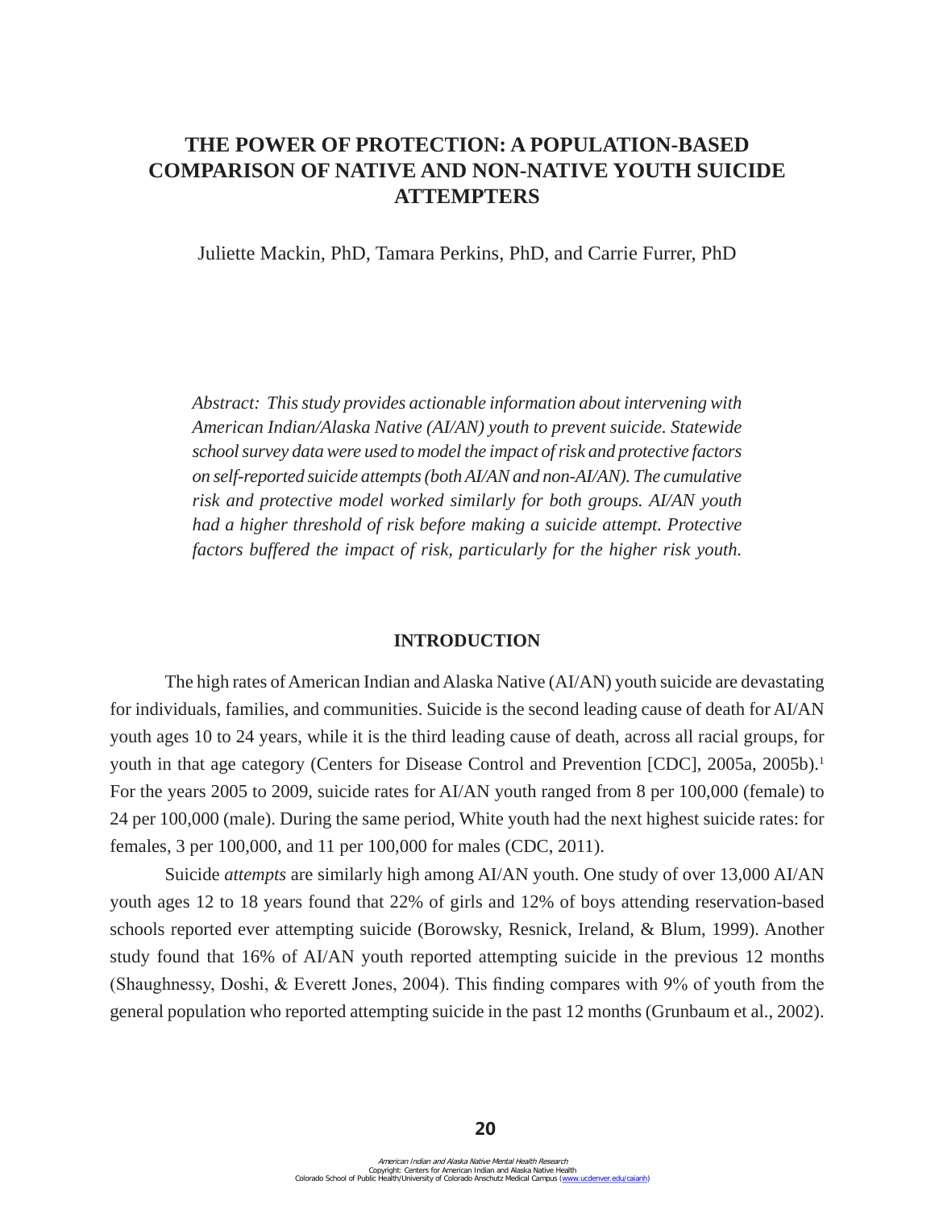# THE POWER OF PROTECTION: A POPULATION-BASED COMPARISON OF NATIVE AND NON-NATIVE YOUTH SUICIDE ATTEMPTERS

Juliette Mackin, PhD, Tamara Perkins, PhD, and Carrie Furrer, PhD

*Abstract: This study provides actionable information about intervening with American Indian/Alaska Native (AI/AN) youth to prevent suicide. Statewide school survey data were used to model the impact of risk and protective factors on self-reported suicide attempts (both AI/AN and non-AI/AN). The cumulative risk and protective model worked similarly for both groups. AI/AN youth had a higher threshold of risk before making a suicide attempt. Protective factors buffered the impact of risk, particularly for the higher risk youth.*

## INTRODUCTION

The high rates of American Indian and Alaska Native (AI/AN) youth suicide are devastating for individuals, families, and communities. Suicide is the second leading cause of death for AI/AN youth ages 10 to 24 years, while it is the third leading cause of death, across all racial groups, for youth in that age category (Centers for Disease Control and Prevention [CDC], 2005a, 2005b).[1] For the years 2005 to 2009, suicide rates for AI/AN youth ranged from 8 per 100,000 (female) to 24 per 100,000 (male). During the same period, White youth had the next highest suicide rates: for females, 3 per 100,000, and 11 per 100,000 for males (CDC, 2011).

Suicide *attempts* are similarly high among AI/AN youth. One study of over 13,000 AI/AN youth ages 12 to 18 years found that 22% of girls and 12% of boys attending reservation-based schools reported ever attempting suicide (Borowsky, Resnick, Ireland, & Blum, 1999). Another study found that 16% of AI/AN youth reported attempting suicide in the previous 12 months (Shaughnessy, Doshi, & Everett Jones, 2004). This finding compares with 9% of youth from the general population who reported attempting suicide in the past 12 months (Grunbaum et al., 2002).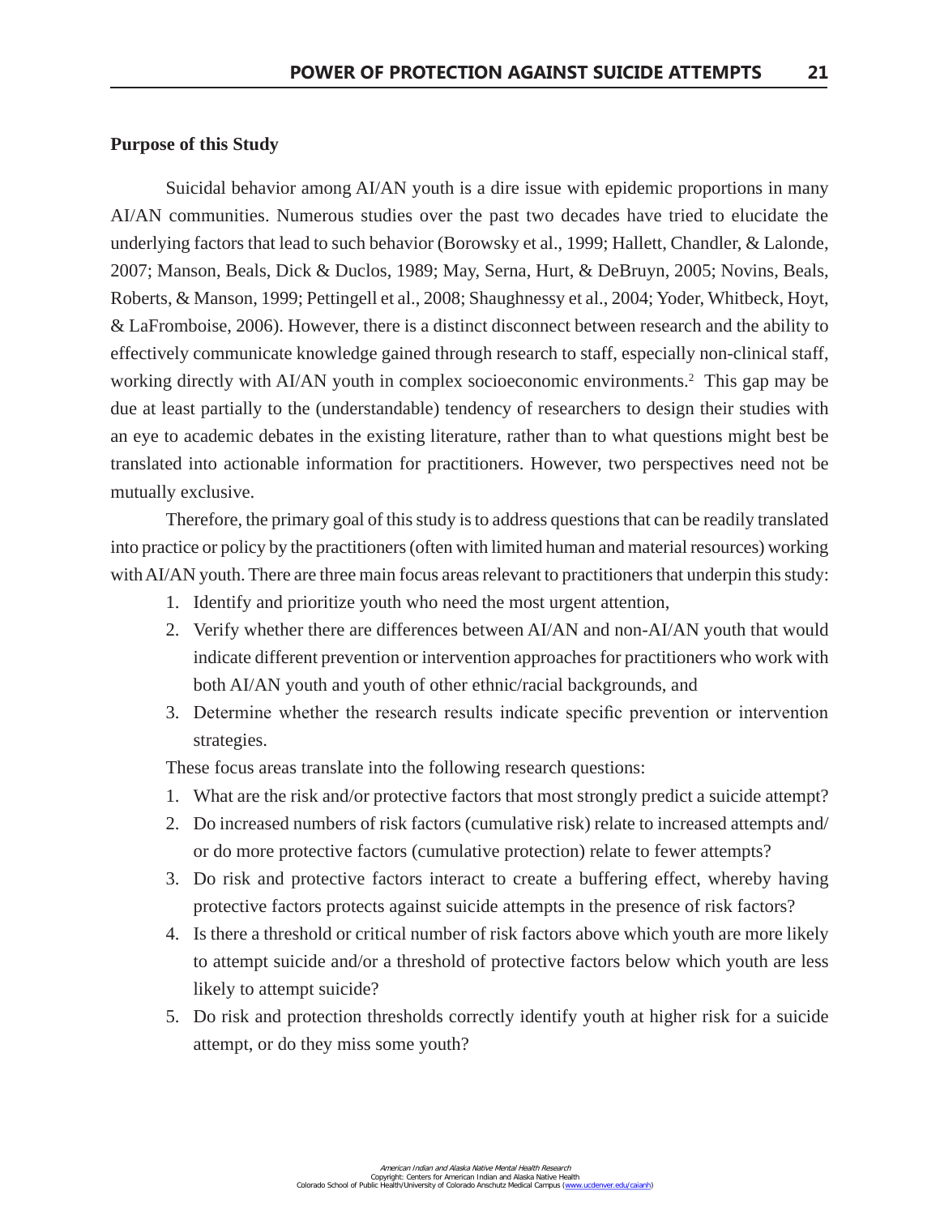**Purpose of this Study**

Suicidal behavior among AI/AN youth is a dire issue with epidemic proportions in many AI/AN communities. Numerous studies over the past two decades have tried to elucidate the underlying factors that lead to such behavior (Borowsky et al., 1999; Hallett, Chandler, & Lalonde, 2007; Manson, Beals, Dick & Duclos, 1989; May, Serna, Hurt, & DeBruyn, 2005; Novins, Beals, Roberts, & Manson, 1999; Pettingell et al., 2008; Shaughnessy et al., 2004; Yoder, Whitbeck, Hoyt, & LaFromboise, 2006). However, there is a distinct disconnect between research and the ability to effectively communicate knowledge gained through research to staff, especially non-clinical staff, working directly with AI/AN youth in complex socioeconomic environments.[2] This gap may be due at least partially to the (understandable) tendency of researchers to design their studies with an eye to academic debates in the existing literature, rather than to what questions might best be translated into actionable information for practitioners. However, two perspectives need not be mutually exclusive.

Therefore, the primary goal of this study is to address questions that can be readily translated into practice or policy by the practitioners (often with limited human and material resources) working with AI/AN youth. There are three main focus areas relevant to practitioners that underpin this study:

1. Identify and prioritize youth who need the most urgent attention,
2. Verify whether there are differences between AI/AN and non-AI/AN youth that would indicate different prevention or intervention approaches for practitioners who work with both AI/AN youth and youth of other ethnic/racial backgrounds, and
3. Determine whether the research results indicate specific prevention or intervention strategies.

These focus areas translate into the following research questions:

1. What are the risk and/or protective factors that most strongly predict a suicide attempt?
2. Do increased numbers of risk factors (cumulative risk) relate to increased attempts and/or do more protective factors (cumulative protection) relate to fewer attempts?
3. Do risk and protective factors interact to create a buffering effect, whereby having protective factors protects against suicide attempts in the presence of risk factors?
4. Is there a threshold or critical number of risk factors above which youth are more likely to attempt suicide and/or a threshold of protective factors below which youth are less likely to attempt suicide?
5. Do risk and protection thresholds correctly identify youth at higher risk for a suicide attempt, or do they miss some youth?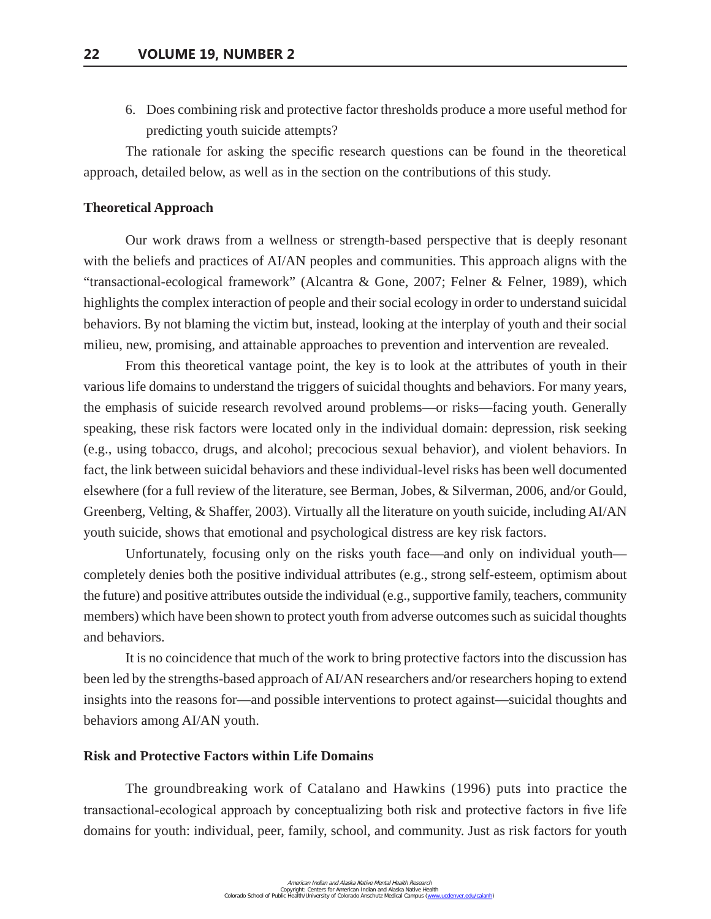6. Does combining risk and protective factor thresholds produce a more useful method for predicting youth suicide attempts?

The rationale for asking the specific research questions can be found in the theoretical approach, detailed below, as well as in the section on the contributions of this study.

**Theoretical Approach**

Our work draws from a wellness or strength-based perspective that is deeply resonant with the beliefs and practices of AI/AN peoples and communities. This approach aligns with the "transactional-ecological framework" (Alcantra & Gone, 2007; Felner & Felner, 1989), which highlights the complex interaction of people and their social ecology in order to understand suicidal behaviors. By not blaming the victim but, instead, looking at the interplay of youth and their social milieu, new, promising, and attainable approaches to prevention and intervention are revealed.

From this theoretical vantage point, the key is to look at the attributes of youth in their various life domains to understand the triggers of suicidal thoughts and behaviors. For many years, the emphasis of suicide research revolved around problems—or risks—facing youth. Generally speaking, these risk factors were located only in the individual domain: depression, risk seeking (e.g., using tobacco, drugs, and alcohol; precocious sexual behavior), and violent behaviors. In fact, the link between suicidal behaviors and these individual-level risks has been well documented elsewhere (for a full review of the literature, see Berman, Jobes, & Silverman, 2006, and/or Gould, Greenberg, Velting, & Shaffer, 2003). Virtually all the literature on youth suicide, including AI/AN youth suicide, shows that emotional and psychological distress are key risk factors.

Unfortunately, focusing only on the risks youth face—and only on individual youth—completely denies both the positive individual attributes (e.g., strong self-esteem, optimism about the future) and positive attributes outside the individual (e.g., supportive family, teachers, community members) which have been shown to protect youth from adverse outcomes such as suicidal thoughts and behaviors.

It is no coincidence that much of the work to bring protective factors into the discussion has been led by the strengths-based approach of AI/AN researchers and/or researchers hoping to extend insights into the reasons for—and possible interventions to protect against—suicidal thoughts and behaviors among AI/AN youth.

**Risk and Protective Factors within Life Domains**

The groundbreaking work of Catalano and Hawkins (1996) puts into practice the transactional-ecological approach by conceptualizing both risk and protective factors in five life domains for youth: individual, peer, family, school, and community. Just as risk factors for youth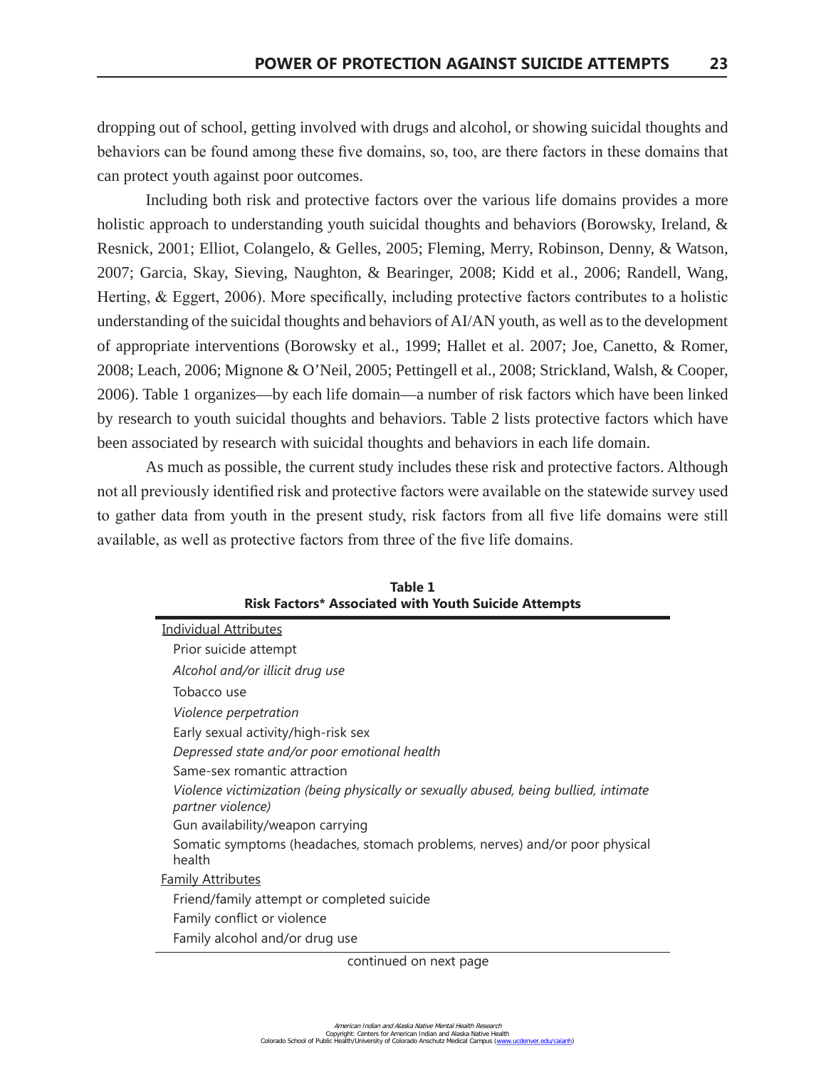dropping out of school, getting involved with drugs and alcohol, or showing suicidal thoughts and behaviors can be found among these five domains, so, too, are there factors in these domains that can protect youth against poor outcomes.

Including both risk and protective factors over the various life domains provides a more holistic approach to understanding youth suicidal thoughts and behaviors (Borowsky, Ireland, & Resnick, 2001; Elliot, Colangelo, & Gelles, 2005; Fleming, Merry, Robinson, Denny, & Watson, 2007; Garcia, Skay, Sieving, Naughton, & Bearinger, 2008; Kidd et al., 2006; Randell, Wang, Herting, & Eggert, 2006). More specifically, including protective factors contributes to a holistic understanding of the suicidal thoughts and behaviors of AI/AN youth, as well as to the development of appropriate interventions (Borowsky et al., 1999; Hallet et al. 2007; Joe, Canetto, & Romer, 2008; Leach, 2006; Mignone & O'Neil, 2005; Pettingell et al., 2008; Strickland, Walsh, & Cooper, 2006). Table 1 organizes—by each life domain—a number of risk factors which have been linked by research to youth suicidal thoughts and behaviors. Table 2 lists protective factors which have been associated by research with suicidal thoughts and behaviors in each life domain.

As much as possible, the current study includes these risk and protective factors. Although not all previously identified risk and protective factors were available on the statewide survey used to gather data from youth in the present study, risk factors from all five life domains were still available, as well as protective factors from three of the five life domains.

**Table 1**
**Risk Factors\* Associated with Youth Suicide Attempts**

| |
|---|
| <u>Individual Attributes</u> |
| Prior suicide attempt |
| *Alcohol and/or illicit drug use* |
| Tobacco use |
| *Violence perpetration* |
| Early sexual activity/high-risk sex |
| *Depressed state and/or poor emotional health* |
| Same-sex romantic attraction |
| *Violence victimization (being physically or sexually abused, being bullied, intimate partner violence)* |
| Gun availability/weapon carrying |
| Somatic symptoms (headaches, stomach problems, nerves) and/or poor physical health |
| <u>Family Attributes</u> |
| Friend/family attempt or completed suicide |
| Family conflict or violence |
| Family alcohol and/or drug use |

continued on next page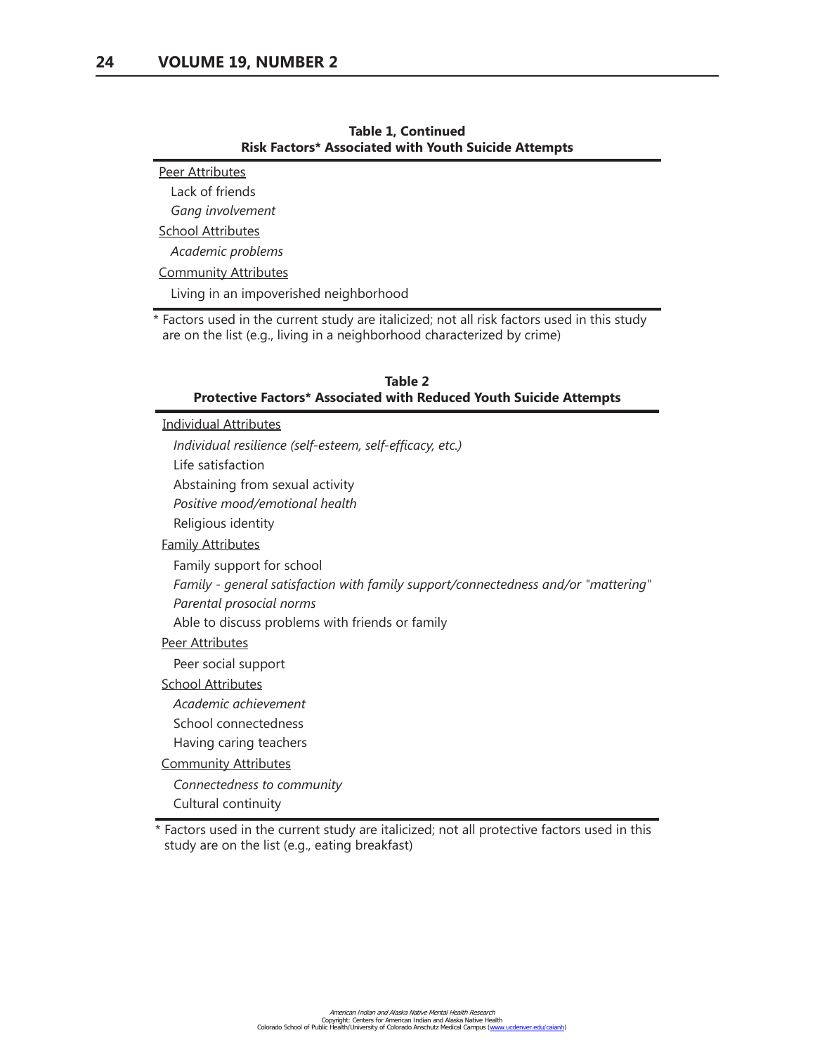**Table 1, Continued**
**Risk Factors* Associated with Youth Suicide Attempts**

<u>Peer Attributes</u>

- Lack of friends
- *Gang involvement*

<u>School Attributes</u>

- *Academic problems*

<u>Community Attributes</u>

- Living in an impoverished neighborhood

* Factors used in the current study are italicized; not all risk factors used in this study are on the list (e.g., living in a neighborhood characterized by crime)

**Table 2**
**Protective Factors* Associated with Reduced Youth Suicide Attempts**

<u>Individual Attributes</u>

- *Individual resilience (self-esteem, self-efficacy, etc.)*
- Life satisfaction
- Abstaining from sexual activity
- *Positive mood/emotional health*
- Religious identity

<u>Family Attributes</u>

- Family support for school
- *Family - general satisfaction with family support/connectedness and/or "mattering"*
- *Parental prosocial norms*
- Able to discuss problems with friends or family

<u>Peer Attributes</u>

- Peer social support

<u>School Attributes</u>

- *Academic achievement*
- School connectedness
- Having caring teachers

<u>Community Attributes</u>

- *Connectedness to community*
- Cultural continuity

* Factors used in the current study are italicized; not all protective factors used in this study are on the list (e.g., eating breakfast)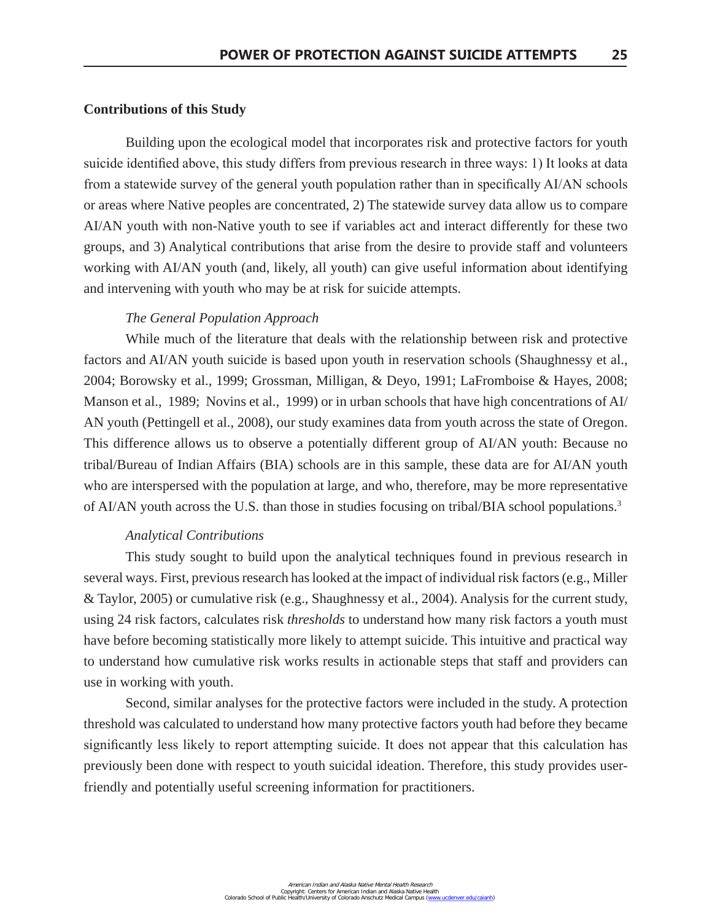## Contributions of this Study

Building upon the ecological model that incorporates risk and protective factors for youth suicide identified above, this study differs from previous research in three ways: 1) It looks at data from a statewide survey of the general youth population rather than in specifically AI/AN schools or areas where Native peoples are concentrated, 2) The statewide survey data allow us to compare AI/AN youth with non-Native youth to see if variables act and interact differently for these two groups, and 3) Analytical contributions that arise from the desire to provide staff and volunteers working with AI/AN youth (and, likely, all youth) can give useful information about identifying and intervening with youth who may be at risk for suicide attempts.

### *The General Population Approach*

While much of the literature that deals with the relationship between risk and protective factors and AI/AN youth suicide is based upon youth in reservation schools (Shaughnessy et al., 2004; Borowsky et al., 1999; Grossman, Milligan, & Deyo, 1991; LaFromboise & Hayes, 2008; Manson et al., 1989; Novins et al., 1999) or in urban schools that have high concentrations of AI/AN youth (Pettingell et al., 2008), our study examines data from youth across the state of Oregon. This difference allows us to observe a potentially different group of AI/AN youth: Because no tribal/Bureau of Indian Affairs (BIA) schools are in this sample, these data are for AI/AN youth who are interspersed with the population at large, and who, therefore, may be more representative of AI/AN youth across the U.S. than those in studies focusing on tribal/BIA school populations.[3]

### *Analytical Contributions*

This study sought to build upon the analytical techniques found in previous research in several ways. First, previous research has looked at the impact of individual risk factors (e.g., Miller & Taylor, 2005) or cumulative risk (e.g., Shaughnessy et al., 2004). Analysis for the current study, using 24 risk factors, calculates risk *thresholds* to understand how many risk factors a youth must have before becoming statistically more likely to attempt suicide. This intuitive and practical way to understand how cumulative risk works results in actionable steps that staff and providers can use in working with youth.

Second, similar analyses for the protective factors were included in the study. A protection threshold was calculated to understand how many protective factors youth had before they became significantly less likely to report attempting suicide. It does not appear that this calculation has previously been done with respect to youth suicidal ideation. Therefore, this study provides user-friendly and potentially useful screening information for practitioners.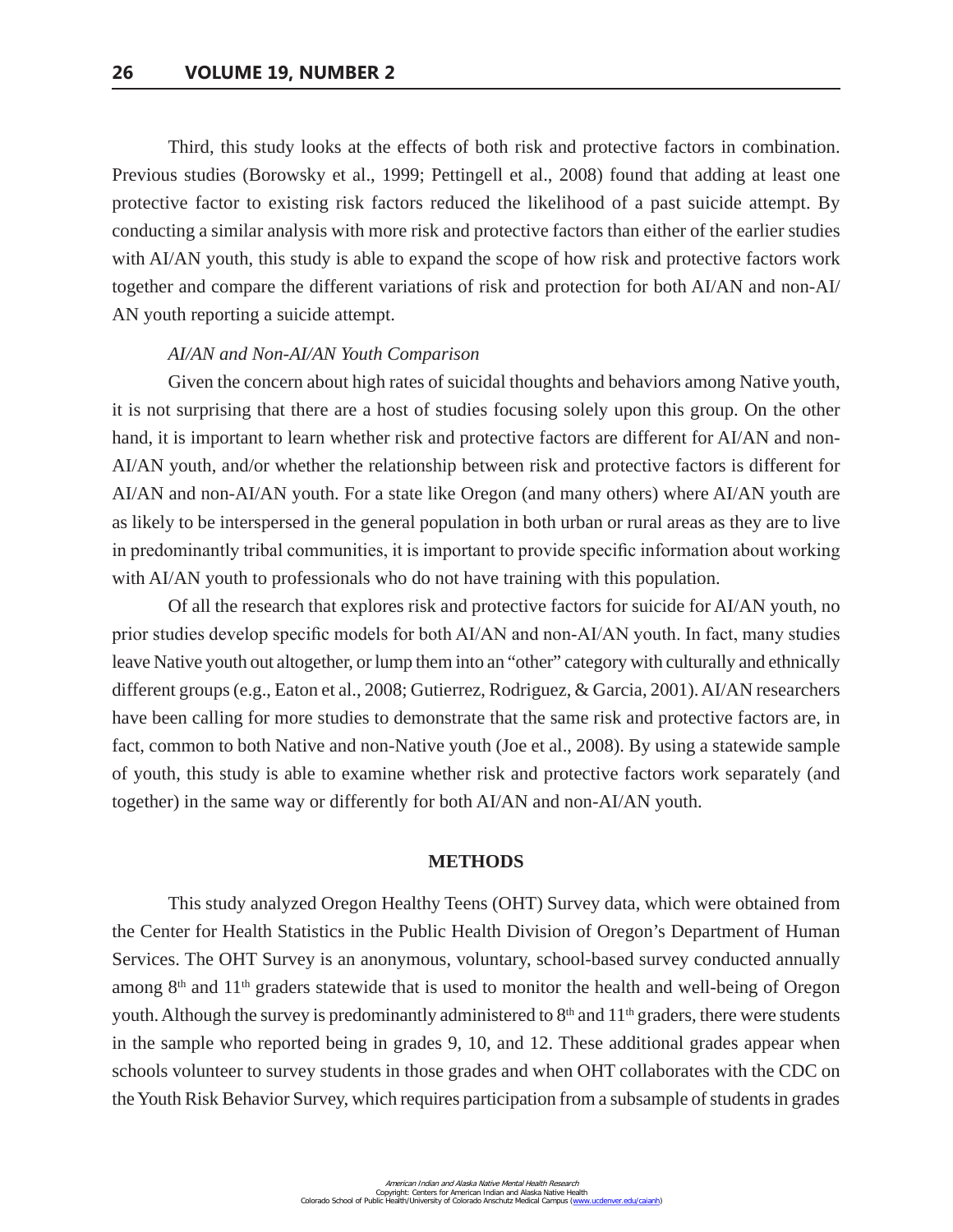Third, this study looks at the effects of both risk and protective factors in combination. Previous studies (Borowsky et al., 1999; Pettingell et al., 2008) found that adding at least one protective factor to existing risk factors reduced the likelihood of a past suicide attempt. By conducting a similar analysis with more risk and protective factors than either of the earlier studies with AI/AN youth, this study is able to expand the scope of how risk and protective factors work together and compare the different variations of risk and protection for both AI/AN and non-AI/AN youth reporting a suicide attempt.

*AI/AN and Non-AI/AN Youth Comparison*

Given the concern about high rates of suicidal thoughts and behaviors among Native youth, it is not surprising that there are a host of studies focusing solely upon this group. On the other hand, it is important to learn whether risk and protective factors are different for AI/AN and non-AI/AN youth, and/or whether the relationship between risk and protective factors is different for AI/AN and non-AI/AN youth. For a state like Oregon (and many others) where AI/AN youth are as likely to be interspersed in the general population in both urban or rural areas as they are to live in predominantly tribal communities, it is important to provide specific information about working with AI/AN youth to professionals who do not have training with this population.

Of all the research that explores risk and protective factors for suicide for AI/AN youth, no prior studies develop specific models for both AI/AN and non-AI/AN youth. In fact, many studies leave Native youth out altogether, or lump them into an "other" category with culturally and ethnically different groups (e.g., Eaton et al., 2008; Gutierrez, Rodriguez, & Garcia, 2001). AI/AN researchers have been calling for more studies to demonstrate that the same risk and protective factors are, in fact, common to both Native and non-Native youth (Joe et al., 2008). By using a statewide sample of youth, this study is able to examine whether risk and protective factors work separately (and together) in the same way or differently for both AI/AN and non-AI/AN youth.

## METHODS

This study analyzed Oregon Healthy Teens (OHT) Survey data, which were obtained from the Center for Health Statistics in the Public Health Division of Oregon's Department of Human Services. The OHT Survey is an anonymous, voluntary, school-based survey conducted annually among 8th and 11th graders statewide that is used to monitor the health and well-being of Oregon youth. Although the survey is predominantly administered to 8th and 11th graders, there were students in the sample who reported being in grades 9, 10, and 12. These additional grades appear when schools volunteer to survey students in those grades and when OHT collaborates with the CDC on the Youth Risk Behavior Survey, which requires participation from a subsample of students in grades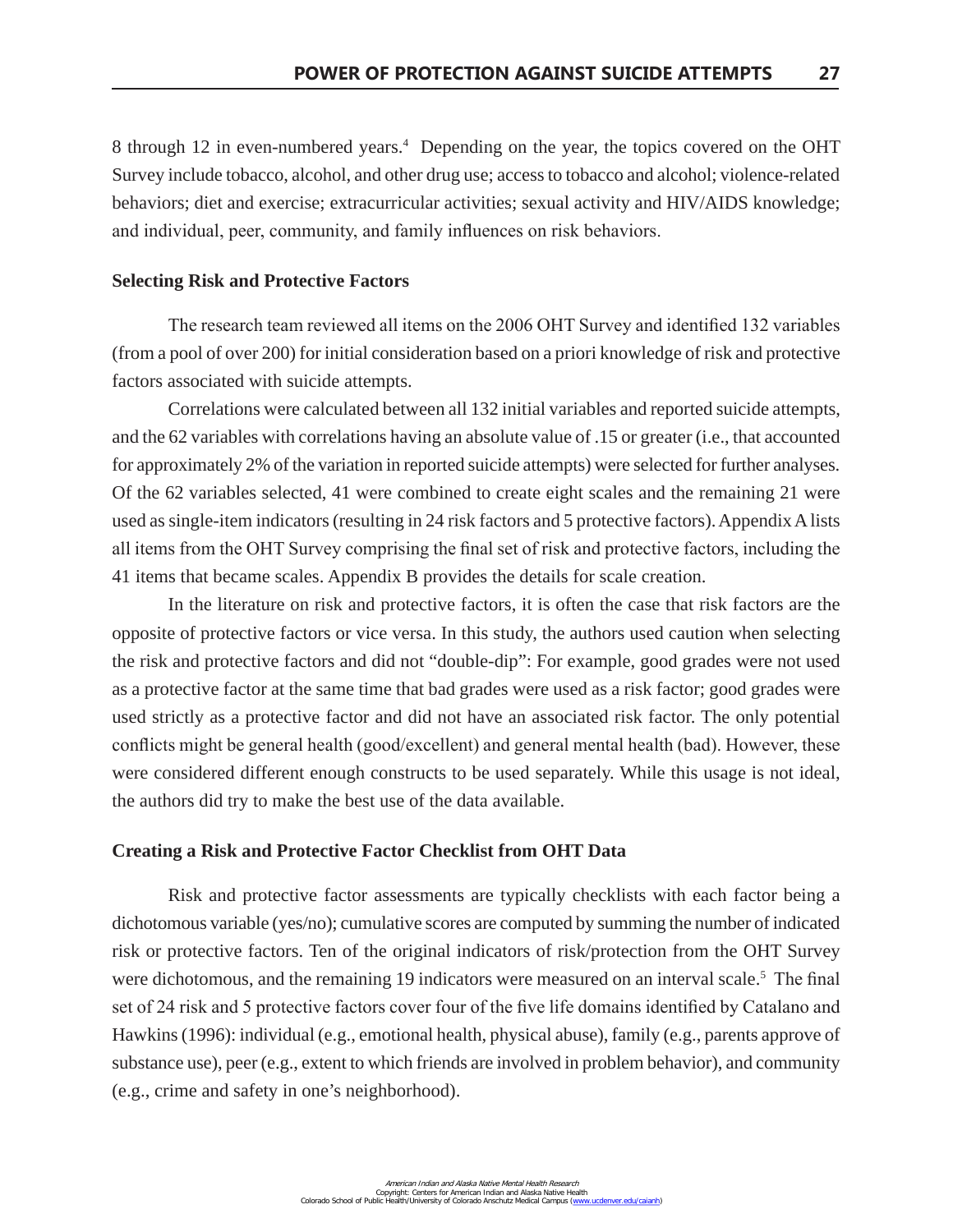8 through 12 in even-numbered years.[4] Depending on the year, the topics covered on the OHT Survey include tobacco, alcohol, and other drug use; access to tobacco and alcohol; violence-related behaviors; diet and exercise; extracurricular activities; sexual activity and HIV/AIDS knowledge; and individual, peer, community, and family influences on risk behaviors.

**Selecting Risk and Protective Factors**

The research team reviewed all items on the 2006 OHT Survey and identified 132 variables (from a pool of over 200) for initial consideration based on a priori knowledge of risk and protective factors associated with suicide attempts.

Correlations were calculated between all 132 initial variables and reported suicide attempts, and the 62 variables with correlations having an absolute value of .15 or greater (i.e., that accounted for approximately 2% of the variation in reported suicide attempts) were selected for further analyses. Of the 62 variables selected, 41 were combined to create eight scales and the remaining 21 were used as single-item indicators (resulting in 24 risk factors and 5 protective factors). Appendix A lists all items from the OHT Survey comprising the final set of risk and protective factors, including the 41 items that became scales. Appendix B provides the details for scale creation.

In the literature on risk and protective factors, it is often the case that risk factors are the opposite of protective factors or vice versa. In this study, the authors used caution when selecting the risk and protective factors and did not "double-dip": For example, good grades were not used as a protective factor at the same time that bad grades were used as a risk factor; good grades were used strictly as a protective factor and did not have an associated risk factor. The only potential conflicts might be general health (good/excellent) and general mental health (bad). However, these were considered different enough constructs to be used separately. While this usage is not ideal, the authors did try to make the best use of the data available.

**Creating a Risk and Protective Factor Checklist from OHT Data**

Risk and protective factor assessments are typically checklists with each factor being a dichotomous variable (yes/no); cumulative scores are computed by summing the number of indicated risk or protective factors. Ten of the original indicators of risk/protection from the OHT Survey were dichotomous, and the remaining 19 indicators were measured on an interval scale.[5] The final set of 24 risk and 5 protective factors cover four of the five life domains identified by Catalano and Hawkins (1996): individual (e.g., emotional health, physical abuse), family (e.g., parents approve of substance use), peer (e.g., extent to which friends are involved in problem behavior), and community (e.g., crime and safety in one's neighborhood).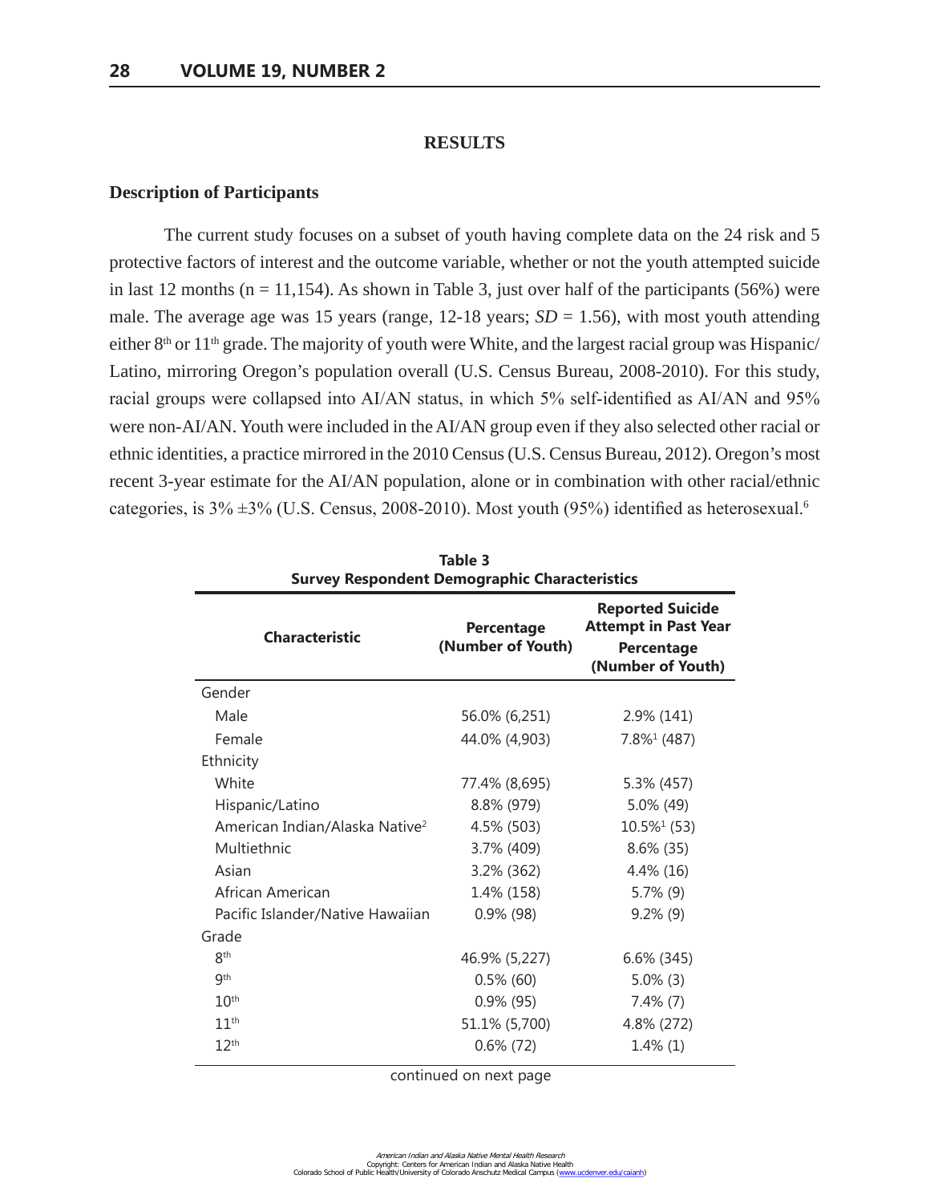## RESULTS

### Description of Participants

The current study focuses on a subset of youth having complete data on the 24 risk and 5 protective factors of interest and the outcome variable, whether or not the youth attempted suicide in last 12 months (n = 11,154). As shown in Table 3, just over half of the participants (56%) were male. The average age was 15 years (range, 12-18 years; *SD* = 1.56), with most youth attending either 8th or 11th grade. The majority of youth were White, and the largest racial group was Hispanic/Latino, mirroring Oregon's population overall (U.S. Census Bureau, 2008-2010). For this study, racial groups were collapsed into AI/AN status, in which 5% self-identified as AI/AN and 95% were non-AI/AN. Youth were included in the AI/AN group even if they also selected other racial or ethnic identities, a practice mirrored in the 2010 Census (U.S. Census Bureau, 2012). Oregon's most recent 3-year estimate for the AI/AN population, alone or in combination with other racial/ethnic categories, is 3% ±3% (U.S. Census, 2008-2010). Most youth (95%) identified as heterosexual.[6]

**Table 3**
**Survey Respondent Demographic Characteristics**

| Characteristic | Percentage (Number of Youth) | Reported Suicide Attempt in Past Year Percentage (Number of Youth) |
|---|---|---|
| Gender | | |
| Male | 56.0% (6,251) | 2.9% (141) |
| Female | 44.0% (4,903) | 7.8%[1] (487) |
| Ethnicity | | |
| White | 77.4% (8,695) | 5.3% (457) |
| Hispanic/Latino | 8.8% (979) | 5.0% (49) |
| American Indian/Alaska Native[2] | 4.5% (503) | 10.5%[1] (53) |
| Multiethnic | 3.7% (409) | 8.6% (35) |
| Asian | 3.2% (362) | 4.4% (16) |
| African American | 1.4% (158) | 5.7% (9) |
| Pacific Islander/Native Hawaiian | 0.9% (98) | 9.2% (9) |
| Grade | | |
| 8th | 46.9% (5,227) | 6.6% (345) |
| 9th | 0.5% (60) | 5.0% (3) |
| 10th | 0.9% (95) | 7.4% (7) |
| 11th | 51.1% (5,700) | 4.8% (272) |
| 12th | 0.6% (72) | 1.4% (1) |

continued on next page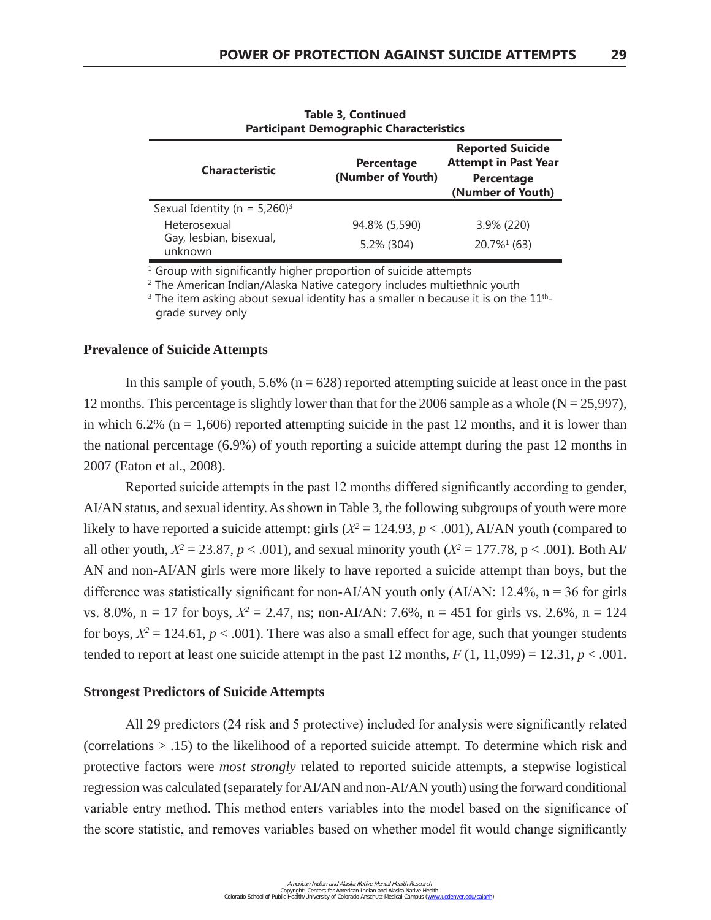**Table 3, Continued**
**Participant Demographic Characteristics**

| Characteristic | Percentage (Number of Youth) | Reported Suicide Attempt in Past Year Percentage (Number of Youth) |
|---|---|---|
| Sexual Identity (n = 5,260)[3] | | |
| Heterosexual | 94.8% (5,590) | 3.9% (220) |
| Gay, lesbian, bisexual, unknown | 5.2% (304) | 20.7%[1] (63) |

[1] Group with significantly higher proportion of suicide attempts
[2] The American Indian/Alaska Native category includes multiethnic youth
[3] The item asking about sexual identity has a smaller n because it is on the 11th-grade survey only

### Prevalence of Suicide Attempts

In this sample of youth, 5.6% (n = 628) reported attempting suicide at least once in the past 12 months. This percentage is slightly lower than that for the 2006 sample as a whole (N = 25,997), in which 6.2% (n = 1,606) reported attempting suicide in the past 12 months, and it is lower than the national percentage (6.9%) of youth reporting a suicide attempt during the past 12 months in 2007 (Eaton et al., 2008).

Reported suicide attempts in the past 12 months differed significantly according to gender, AI/AN status, and sexual identity. As shown in Table 3, the following subgroups of youth were more likely to have reported a suicide attempt: girls ($X^2 = 124.93$, $p < .001$), AI/AN youth (compared to all other youth, $X^2 = 23.87$, $p < .001$), and sexual minority youth ($X^2 = 177.78$, $p < .001$). Both AI/AN and non-AI/AN girls were more likely to have reported a suicide attempt than boys, but the difference was statistically significant for non-AI/AN youth only (AI/AN: 12.4%, n = 36 for girls vs. 8.0%, n = 17 for boys, $X^2 = 2.47$, ns; non-AI/AN: 7.6%, n = 451 for girls vs. 2.6%, n = 124 for boys, $X^2 = 124.61$, $p < .001$). There was also a small effect for age, such that younger students tended to report at least one suicide attempt in the past 12 months, $F(1, 11{,}099) = 12.31$, $p < .001$.

### Strongest Predictors of Suicide Attempts

All 29 predictors (24 risk and 5 protective) included for analysis were significantly related (correlations > .15) to the likelihood of a reported suicide attempt. To determine which risk and protective factors were *most strongly* related to reported suicide attempts, a stepwise logistical regression was calculated (separately for AI/AN and non-AI/AN youth) using the forward conditional variable entry method. This method enters variables into the model based on the significance of the score statistic, and removes variables based on whether model fit would change significantly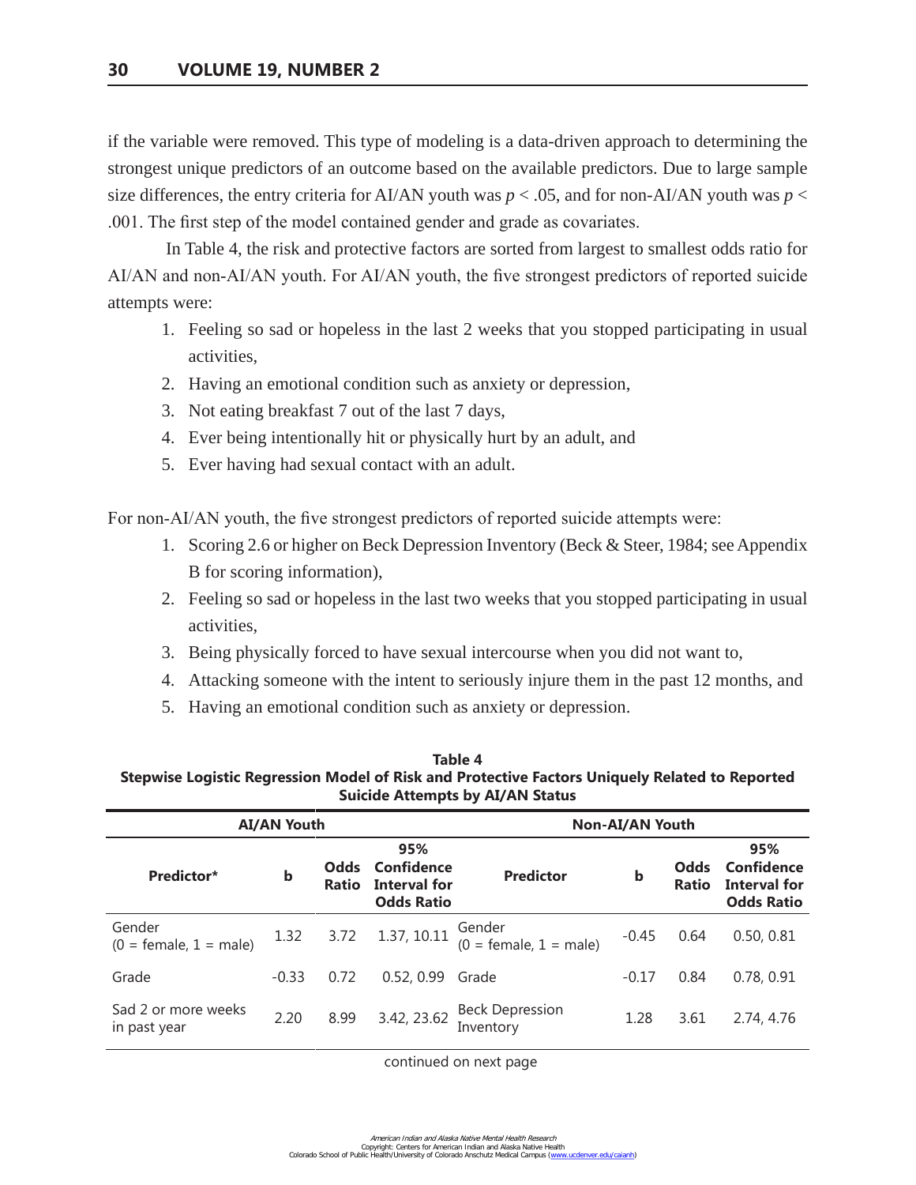if the variable were removed. This type of modeling is a data-driven approach to determining the strongest unique predictors of an outcome based on the available predictors. Due to large sample size differences, the entry criteria for AI/AN youth was $p < .05$, and for non-AI/AN youth was $p < .001$. The first step of the model contained gender and grade as covariates.

In Table 4, the risk and protective factors are sorted from largest to smallest odds ratio for AI/AN and non-AI/AN youth. For AI/AN youth, the five strongest predictors of reported suicide attempts were:

1. Feeling so sad or hopeless in the last 2 weeks that you stopped participating in usual activities,
2. Having an emotional condition such as anxiety or depression,
3. Not eating breakfast 7 out of the last 7 days,
4. Ever being intentionally hit or physically hurt by an adult, and
5. Ever having had sexual contact with an adult.

For non-AI/AN youth, the five strongest predictors of reported suicide attempts were:

1. Scoring 2.6 or higher on Beck Depression Inventory (Beck & Steer, 1984; see Appendix B for scoring information),
2. Feeling so sad or hopeless in the last two weeks that you stopped participating in usual activities,
3. Being physically forced to have sexual intercourse when you did not want to,
4. Attacking someone with the intent to seriously injure them in the past 12 months, and
5. Having an emotional condition such as anxiety or depression.

**Table 4**
**Stepwise Logistic Regression Model of Risk and Protective Factors Uniquely Related to Reported Suicide Attempts by AI/AN Status**

| AI/AN Youth | | | | Non-AI/AN Youth | | | |
|---|---|---|---|---|---|---|---|
| **Predictor*** | **b** | **Odds Ratio** | **95% Confidence Interval for Odds Ratio** | **Predictor** | **b** | **Odds Ratio** | **95% Confidence Interval for Odds Ratio** |
| Gender (0 = female, 1 = male) | 1.32 | 3.72 | 1.37, 10.11 | Gender (0 = female, 1 = male) | -0.45 | 0.64 | 0.50, 0.81 |
| Grade | -0.33 | 0.72 | 0.52, 0.99 | Grade | -0.17 | 0.84 | 0.78, 0.91 |
| Sad 2 or more weeks in past year | 2.20 | 8.99 | 3.42, 23.62 | Beck Depression Inventory | 1.28 | 3.61 | 2.74, 4.76 |

continued on next page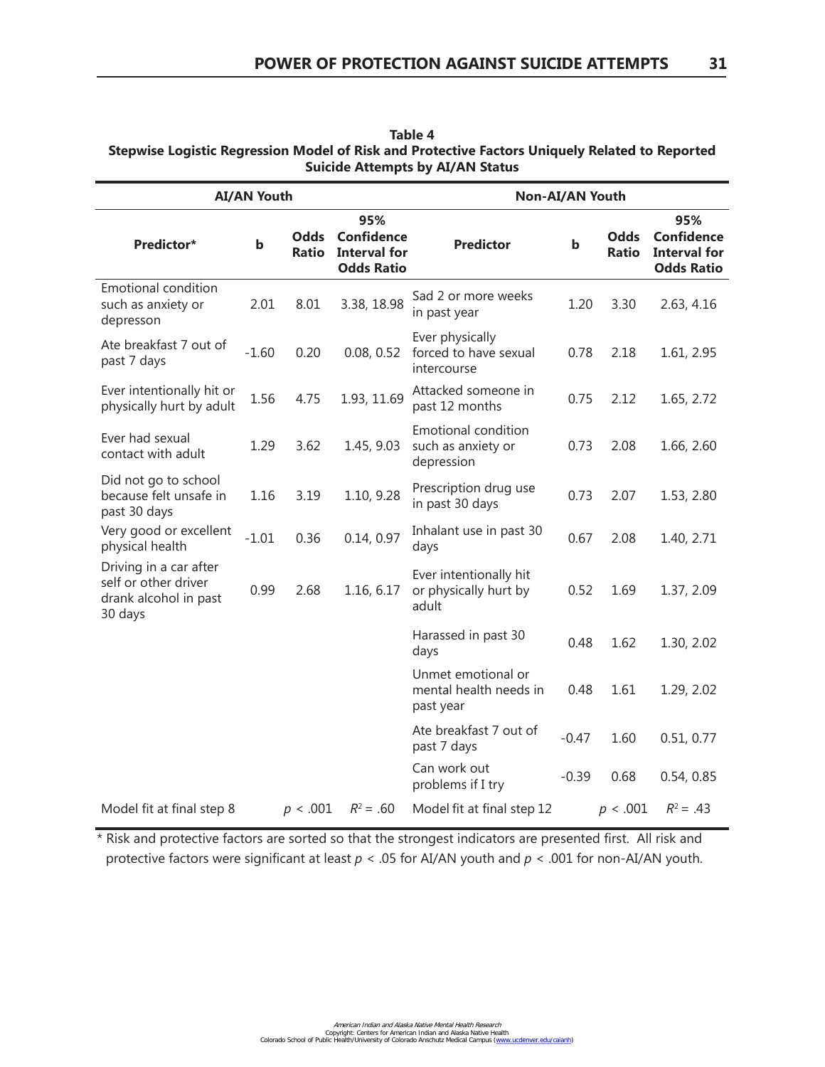**Table 4**
**Stepwise Logistic Regression Model of Risk and Protective Factors Uniquely Related to Reported Suicide Attempts by AI/AN Status**

| AI/AN Youth | | | | Non-AI/AN Youth | | | |
|---|---|---|---|---|---|---|---|
| **Predictor*** | **b** | **Odds Ratio** | **95% Confidence Interval for Odds Ratio** | **Predictor** | **b** | **Odds Ratio** | **95% Confidence Interval for Odds Ratio** |
| Emotional condition such as anxiety or depresson | 2.01 | 8.01 | 3.38, 18.98 | Sad 2 or more weeks in past year | 1.20 | 3.30 | 2.63, 4.16 |
| Ate breakfast 7 out of past 7 days | -1.60 | 0.20 | 0.08, 0.52 | Ever physically forced to have sexual intercourse | 0.78 | 2.18 | 1.61, 2.95 |
| Ever intentionally hit or physically hurt by adult | 1.56 | 4.75 | 1.93, 11.69 | Attacked someone in past 12 months | 0.75 | 2.12 | 1.65, 2.72 |
| Ever had sexual contact with adult | 1.29 | 3.62 | 1.45, 9.03 | Emotional condition such as anxiety or depression | 0.73 | 2.08 | 1.66, 2.60 |
| Did not go to school because felt unsafe in past 30 days | 1.16 | 3.19 | 1.10, 9.28 | Prescription drug use in past 30 days | 0.73 | 2.07 | 1.53, 2.80 |
| Very good or excellent physical health | -1.01 | 0.36 | 0.14, 0.97 | Inhalant use in past 30 days | 0.67 | 2.08 | 1.40, 2.71 |
| Driving in a car after self or other driver drank alcohol in past 30 days | 0.99 | 2.68 | 1.16, 6.17 | Ever intentionally hit or physically hurt by adult | 0.52 | 1.69 | 1.37, 2.09 |
| | | | | Harassed in past 30 days | 0.48 | 1.62 | 1.30, 2.02 |
| | | | | Unmet emotional or mental health needs in past year | 0.48 | 1.61 | 1.29, 2.02 |
| | | | | Ate breakfast 7 out of past 7 days | -0.47 | 1.60 | 0.51, 0.77 |
| | | | | Can work out problems if I try | -0.39 | 0.68 | 0.54, 0.85 |
| Model fit at final step 8 | | $p < .001$ | $R^2 = .60$ | Model fit at final step 12 | | $p < .001$ | $R^2 = .43$ |

\* Risk and protective factors are sorted so that the strongest indicators are presented first. All risk and protective factors were significant at least $p < .05$ for AI/AN youth and $p < .001$ for non-AI/AN youth.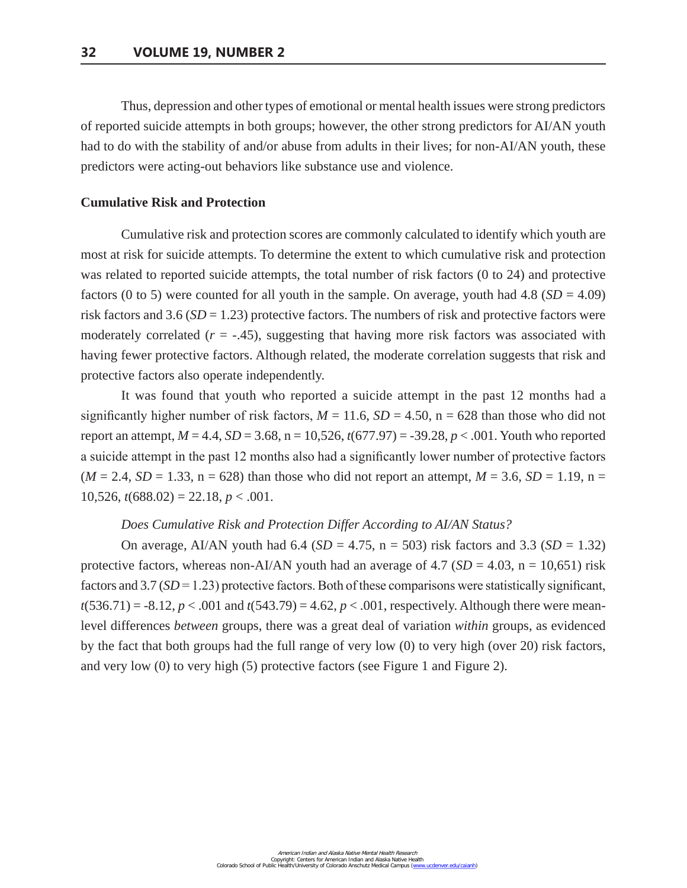Thus, depression and other types of emotional or mental health issues were strong predictors of reported suicide attempts in both groups; however, the other strong predictors for AI/AN youth had to do with the stability of and/or abuse from adults in their lives; for non-AI/AN youth, these predictors were acting-out behaviors like substance use and violence.

**Cumulative Risk and Protection**

Cumulative risk and protection scores are commonly calculated to identify which youth are most at risk for suicide attempts. To determine the extent to which cumulative risk and protection was related to reported suicide attempts, the total number of risk factors (0 to 24) and protective factors (0 to 5) were counted for all youth in the sample. On average, youth had 4.8 ($SD$ = 4.09) risk factors and 3.6 ($SD$ = 1.23) protective factors. The numbers of risk and protective factors were moderately correlated ($r$ = -.45), suggesting that having more risk factors was associated with having fewer protective factors. Although related, the moderate correlation suggests that risk and protective factors also operate independently.

It was found that youth who reported a suicide attempt in the past 12 months had a significantly higher number of risk factors, $M$ = 11.6, $SD$ = 4.50, n = 628 than those who did not report an attempt, $M$ = 4.4, $SD$ = 3.68, n = 10,526, $t(677.97)$ = -39.28, $p$ < .001. Youth who reported a suicide attempt in the past 12 months also had a significantly lower number of protective factors ($M$ = 2.4, $SD$ = 1.33, n = 628) than those who did not report an attempt, $M$ = 3.6, $SD$ = 1.19, n = 10,526, $t(688.02)$ = 22.18, $p$ < .001.

*Does Cumulative Risk and Protection Differ According to AI/AN Status?*

On average, AI/AN youth had 6.4 ($SD$ = 4.75, n = 503) risk factors and 3.3 ($SD$ = 1.32) protective factors, whereas non-AI/AN youth had an average of 4.7 ($SD$ = 4.03, n = 10,651) risk factors and 3.7 ($SD$ = 1.23) protective factors. Both of these comparisons were statistically significant, $t(536.71)$ = -8.12, $p$ < .001 and $t(543.79)$ = 4.62, $p$ < .001, respectively. Although there were mean-level differences *between* groups, there was a great deal of variation *within* groups, as evidenced by the fact that both groups had the full range of very low (0) to very high (over 20) risk factors, and very low (0) to very high (5) protective factors (see Figure 1 and Figure 2).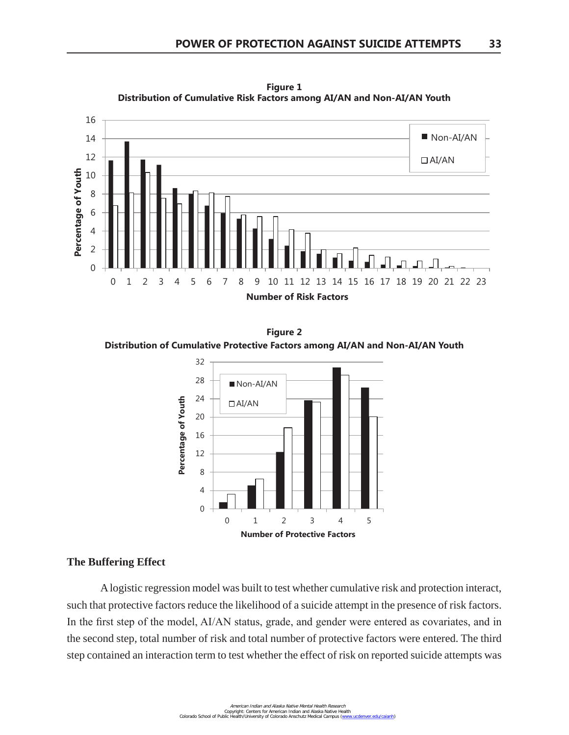**Figure 1**
**Distribution of Cumulative Risk Factors among AI/AN and Non-AI/AN Youth**

**Figure 2**
**Distribution of Cumulative Protective Factors among AI/AN and Non-AI/AN Youth**

### The Buffering Effect

A logistic regression model was built to test whether cumulative risk and protection interact, such that protective factors reduce the likelihood of a suicide attempt in the presence of risk factors. In the first step of the model, AI/AN status, grade, and gender were entered as covariates, and in the second step, total number of risk and total number of protective factors were entered. The third step contained an interaction term to test whether the effect of risk on reported suicide attempts was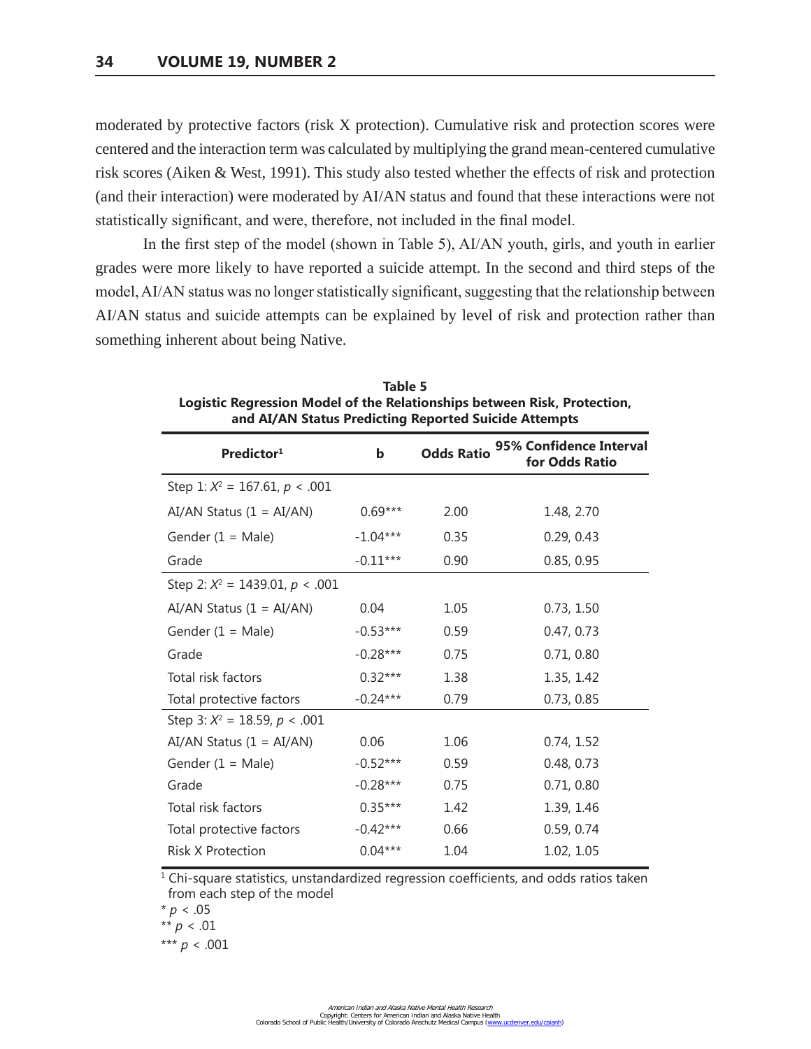moderated by protective factors (risk X protection). Cumulative risk and protection scores were centered and the interaction term was calculated by multiplying the grand mean-centered cumulative risk scores (Aiken & West, 1991). This study also tested whether the effects of risk and protection (and their interaction) were moderated by AI/AN status and found that these interactions were not statistically significant, and were, therefore, not included in the final model.

In the first step of the model (shown in Table 5), AI/AN youth, girls, and youth in earlier grades were more likely to have reported a suicide attempt. In the second and third steps of the model, AI/AN status was no longer statistically significant, suggesting that the relationship between AI/AN status and suicide attempts can be explained by level of risk and protection rather than something inherent about being Native.

**Table 5**
**Logistic Regression Model of the Relationships between Risk, Protection, and AI/AN Status Predicting Reported Suicide Attempts**

| Predictor[1] | b | Odds Ratio | 95% Confidence Interval for Odds Ratio |
|---|---|---|---|
| Step 1: $X^2 = 167.61$, $p < .001$ | | | |
| AI/AN Status (1 = AI/AN) | 0.69*** | 2.00 | 1.48, 2.70 |
| Gender (1 = Male) | -1.04*** | 0.35 | 0.29, 0.43 |
| Grade | -0.11*** | 0.90 | 0.85, 0.95 |
| Step 2: $X^2 = 1439.01$, $p < .001$ | | | |
| AI/AN Status (1 = AI/AN) | 0.04 | 1.05 | 0.73, 1.50 |
| Gender (1 = Male) | -0.53*** | 0.59 | 0.47, 0.73 |
| Grade | -0.28*** | 0.75 | 0.71, 0.80 |
| Total risk factors | 0.32*** | 1.38 | 1.35, 1.42 |
| Total protective factors | -0.24*** | 0.79 | 0.73, 0.85 |
| Step 3: $X^2 = 18.59$, $p < .001$ | | | |
| AI/AN Status (1 = AI/AN) | 0.06 | 1.06 | 0.74, 1.52 |
| Gender (1 = Male) | -0.52*** | 0.59 | 0.48, 0.73 |
| Grade | -0.28*** | 0.75 | 0.71, 0.80 |
| Total risk factors | 0.35*** | 1.42 | 1.39, 1.46 |
| Total protective factors | -0.42*** | 0.66 | 0.59, 0.74 |
| Risk X Protection | 0.04*** | 1.04 | 1.02, 1.05 |

[1] Chi-square statistics, unstandardized regression coefficients, and odds ratios taken from each step of the model

* $p < .05$
** $p < .01$
*** $p < .001$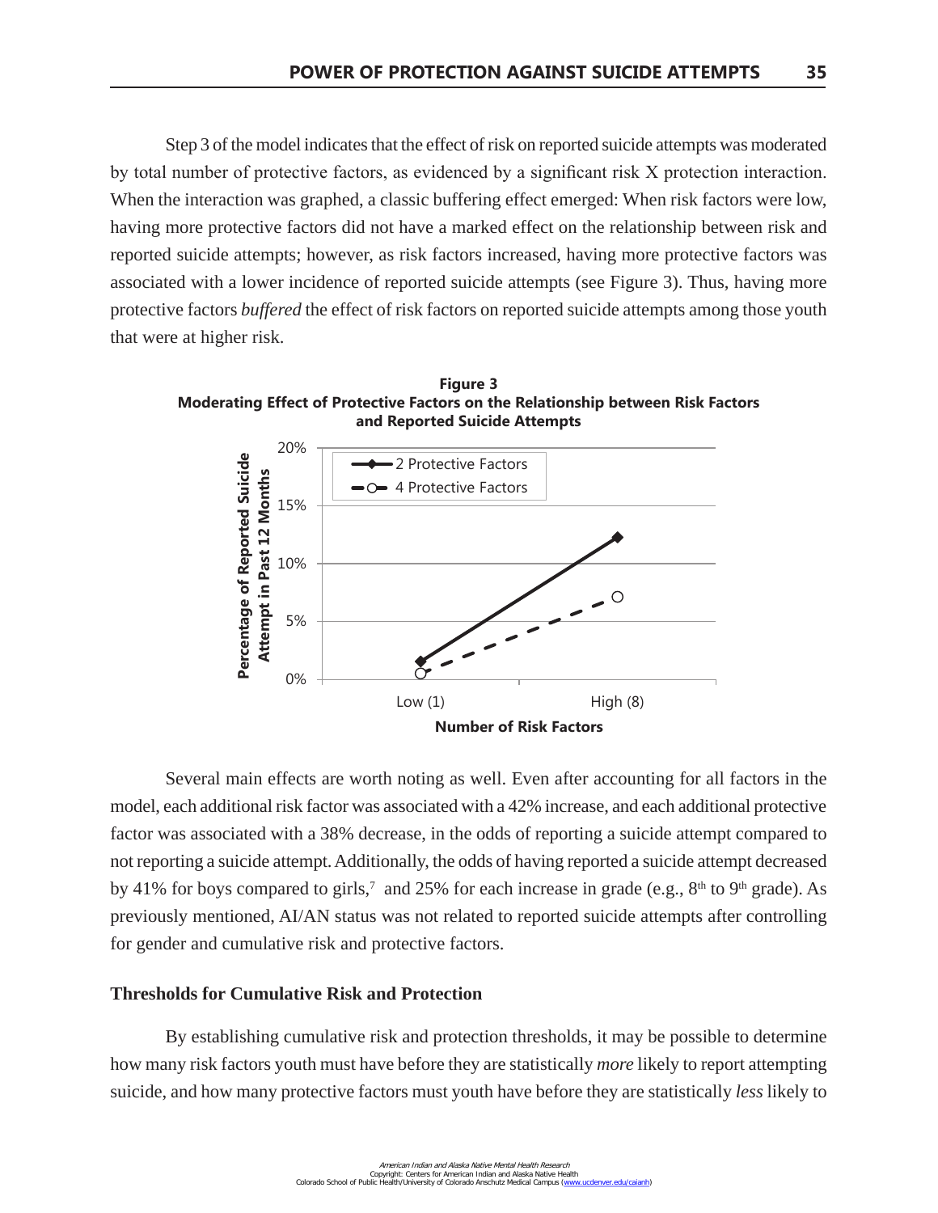Step 3 of the model indicates that the effect of risk on reported suicide attempts was moderated by total number of protective factors, as evidenced by a significant risk X protection interaction. When the interaction was graphed, a classic buffering effect emerged: When risk factors were low, having more protective factors did not have a marked effect on the relationship between risk and reported suicide attempts; however, as risk factors increased, having more protective factors was associated with a lower incidence of reported suicide attempts (see Figure 3). Thus, having more protective factors *buffered* the effect of risk factors on reported suicide attempts among those youth that were at higher risk.

**Figure 3**
**Moderating Effect of Protective Factors on the Relationship between Risk Factors and Reported Suicide Attempts**

Several main effects are worth noting as well. Even after accounting for all factors in the model, each additional risk factor was associated with a 42% increase, and each additional protective factor was associated with a 38% decrease, in the odds of reporting a suicide attempt compared to not reporting a suicide attempt. Additionally, the odds of having reported a suicide attempt decreased by 41% for boys compared to girls,[7] and 25% for each increase in grade (e.g., 8th to 9th grade). As previously mentioned, AI/AN status was not related to reported suicide attempts after controlling for gender and cumulative risk and protective factors.

### Thresholds for Cumulative Risk and Protection

By establishing cumulative risk and protection thresholds, it may be possible to determine how many risk factors youth must have before they are statistically *more* likely to report attempting suicide, and how many protective factors must youth have before they are statistically *less* likely to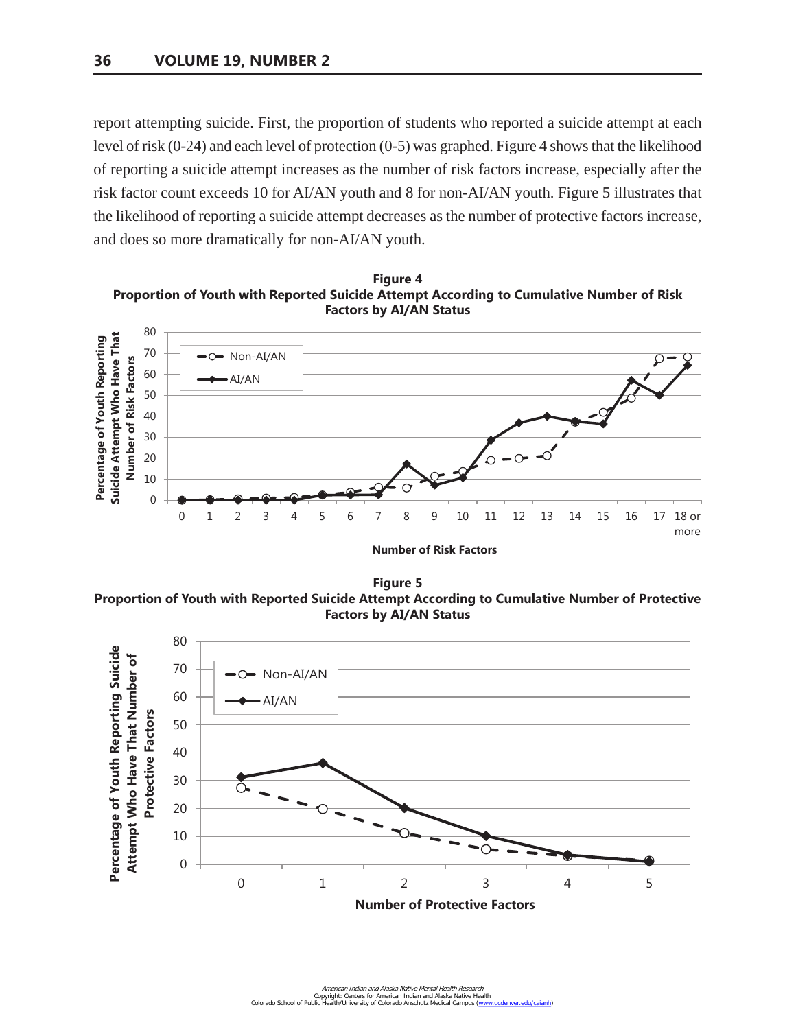report attempting suicide. First, the proportion of students who reported a suicide attempt at each level of risk (0-24) and each level of protection (0-5) was graphed. Figure 4 shows that the likelihood of reporting a suicide attempt increases as the number of risk factors increase, especially after the risk factor count exceeds 10 for AI/AN youth and 8 for non-AI/AN youth. Figure 5 illustrates that the likelihood of reporting a suicide attempt decreases as the number of protective factors increase, and does so more dramatically for non-AI/AN youth.

**Figure 4**
**Proportion of Youth with Reported Suicide Attempt According to Cumulative Number of Risk Factors by AI/AN Status**

**Figure 5**
**Proportion of Youth with Reported Suicide Attempt According to Cumulative Number of Protective Factors by AI/AN Status**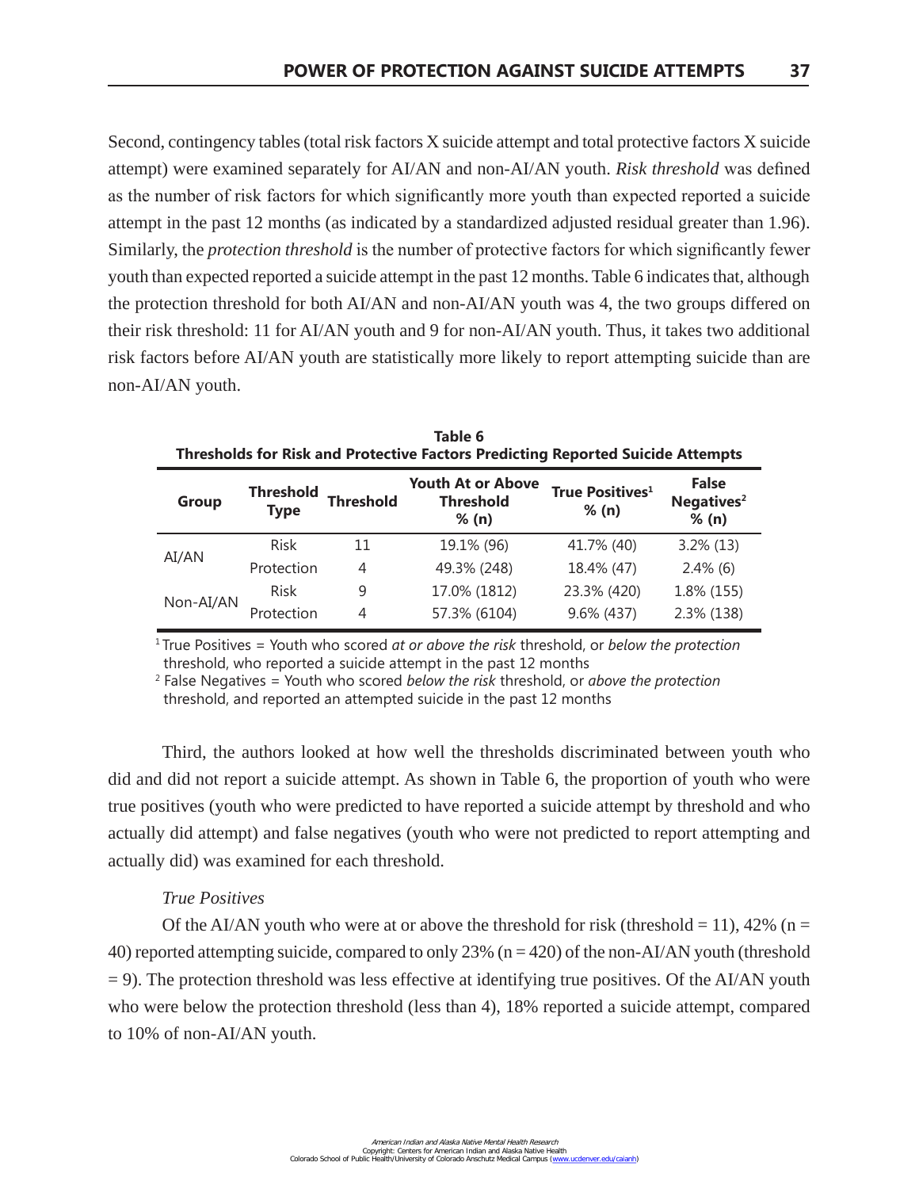Second, contingency tables (total risk factors X suicide attempt and total protective factors X suicide attempt) were examined separately for AI/AN and non-AI/AN youth. *Risk threshold* was defined as the number of risk factors for which significantly more youth than expected reported a suicide attempt in the past 12 months (as indicated by a standardized adjusted residual greater than 1.96). Similarly, the *protection threshold* is the number of protective factors for which significantly fewer youth than expected reported a suicide attempt in the past 12 months. Table 6 indicates that, although the protection threshold for both AI/AN and non-AI/AN youth was 4, the two groups differed on their risk threshold: 11 for AI/AN youth and 9 for non-AI/AN youth. Thus, it takes two additional risk factors before AI/AN youth are statistically more likely to report attempting suicide than are non-AI/AN youth.

**Table 6**
**Thresholds for Risk and Protective Factors Predicting Reported Suicide Attempts**

| Group | Threshold Type | Threshold | Youth At or Above Threshold % (n) | True Positives[1] % (n) | False Negatives[2] % (n) |
|---|---|---|---|---|---|
| AI/AN | Risk | 11 | 19.1% (96) | 41.7% (40) | 3.2% (13) |
| | Protection | 4 | 49.3% (248) | 18.4% (47) | 2.4% (6) |
| Non-AI/AN | Risk | 9 | 17.0% (1812) | 23.3% (420) | 1.8% (155) |
| | Protection | 4 | 57.3% (6104) | 9.6% (437) | 2.3% (138) |

[1] True Positives = Youth who scored *at or above the risk* threshold, or *below the protection* threshold, who reported a suicide attempt in the past 12 months

[2] False Negatives = Youth who scored *below the risk* threshold, or *above the protection* threshold, and reported an attempted suicide in the past 12 months

Third, the authors looked at how well the thresholds discriminated between youth who did and did not report a suicide attempt. As shown in Table 6, the proportion of youth who were true positives (youth who were predicted to have reported a suicide attempt by threshold and who actually did attempt) and false negatives (youth who were not predicted to report attempting and actually did) was examined for each threshold.

*True Positives*

Of the AI/AN youth who were at or above the threshold for risk (threshold = 11), 42% (n = 40) reported attempting suicide, compared to only 23% (n = 420) of the non-AI/AN youth (threshold = 9). The protection threshold was less effective at identifying true positives. Of the AI/AN youth who were below the protection threshold (less than 4), 18% reported a suicide attempt, compared to 10% of non-AI/AN youth.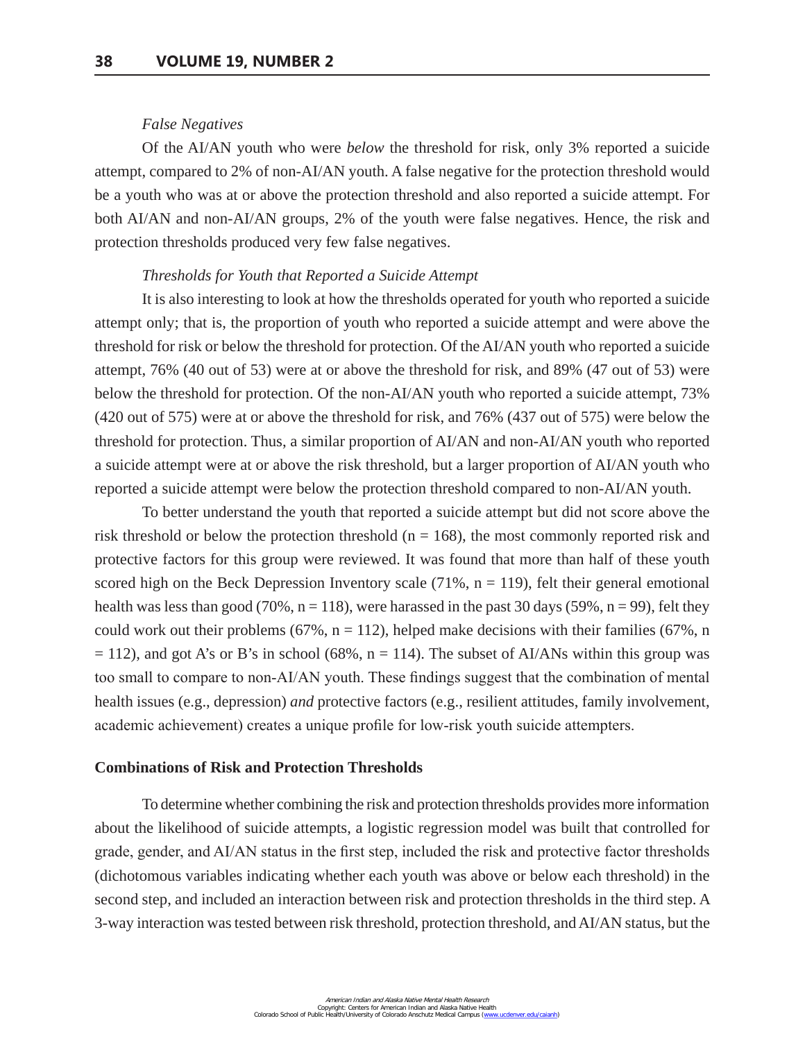*False Negatives*

Of the AI/AN youth who were *below* the threshold for risk, only 3% reported a suicide attempt, compared to 2% of non-AI/AN youth. A false negative for the protection threshold would be a youth who was at or above the protection threshold and also reported a suicide attempt. For both AI/AN and non-AI/AN groups, 2% of the youth were false negatives. Hence, the risk and protection thresholds produced very few false negatives.

*Thresholds for Youth that Reported a Suicide Attempt*

It is also interesting to look at how the thresholds operated for youth who reported a suicide attempt only; that is, the proportion of youth who reported a suicide attempt and were above the threshold for risk or below the threshold for protection. Of the AI/AN youth who reported a suicide attempt, 76% (40 out of 53) were at or above the threshold for risk, and 89% (47 out of 53) were below the threshold for protection. Of the non-AI/AN youth who reported a suicide attempt, 73% (420 out of 575) were at or above the threshold for risk, and 76% (437 out of 575) were below the threshold for protection. Thus, a similar proportion of AI/AN and non-AI/AN youth who reported a suicide attempt were at or above the risk threshold, but a larger proportion of AI/AN youth who reported a suicide attempt were below the protection threshold compared to non-AI/AN youth.

To better understand the youth that reported a suicide attempt but did not score above the risk threshold or below the protection threshold ($n = 168$), the most commonly reported risk and protective factors for this group were reviewed. It was found that more than half of these youth scored high on the Beck Depression Inventory scale (71%, $n = 119$), felt their general emotional health was less than good (70%, $n = 118$), were harassed in the past 30 days (59%, $n = 99$), felt they could work out their problems (67%, $n = 112$), helped make decisions with their families (67%, $n = 112$), and got A's or B's in school (68%, $n = 114$). The subset of AI/ANs within this group was too small to compare to non-AI/AN youth. These findings suggest that the combination of mental health issues (e.g., depression) *and* protective factors (e.g., resilient attitudes, family involvement, academic achievement) creates a unique profile for low-risk youth suicide attempters.

## Combinations of Risk and Protection Thresholds

To determine whether combining the risk and protection thresholds provides more information about the likelihood of suicide attempts, a logistic regression model was built that controlled for grade, gender, and AI/AN status in the first step, included the risk and protective factor thresholds (dichotomous variables indicating whether each youth was above or below each threshold) in the second step, and included an interaction between risk and protection thresholds in the third step. A 3-way interaction was tested between risk threshold, protection threshold, and AI/AN status, but the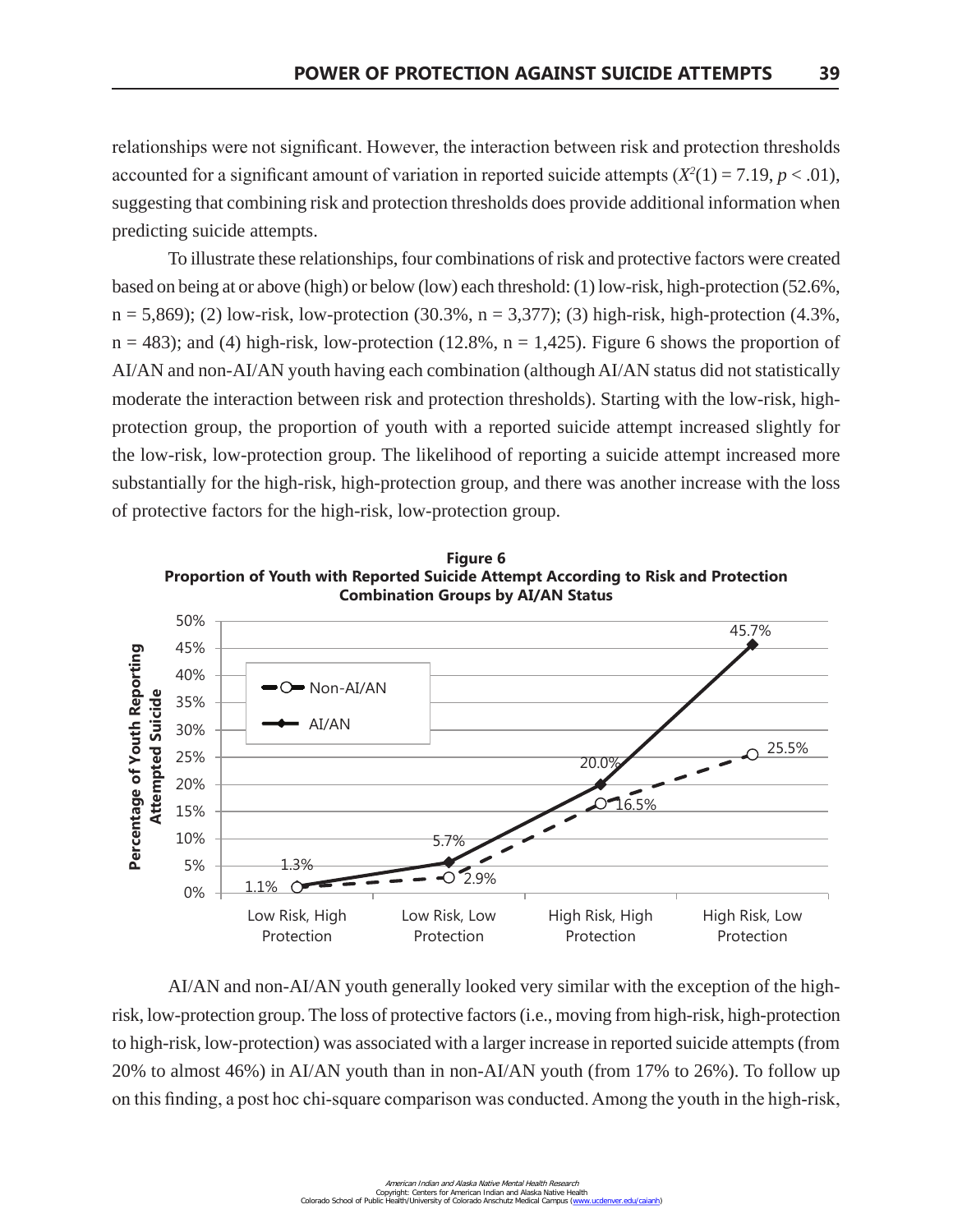relationships were not significant. However, the interaction between risk and protection thresholds accounted for a significant amount of variation in reported suicide attempts ($X^2(1) = 7.19$, $p < .01$), suggesting that combining risk and protection thresholds does provide additional information when predicting suicide attempts.

To illustrate these relationships, four combinations of risk and protective factors were created based on being at or above (high) or below (low) each threshold: (1) low-risk, high-protection (52.6%, n = 5,869); (2) low-risk, low-protection (30.3%, n = 3,377); (3) high-risk, high-protection (4.3%, n = 483); and (4) high-risk, low-protection (12.8%, n = 1,425). Figure 6 shows the proportion of AI/AN and non-AI/AN youth having each combination (although AI/AN status did not statistically moderate the interaction between risk and protection thresholds). Starting with the low-risk, high-protection group, the proportion of youth with a reported suicide attempt increased slightly for the low-risk, low-protection group. The likelihood of reporting a suicide attempt increased more substantially for the high-risk, high-protection group, and there was another increase with the loss of protective factors for the high-risk, low-protection group.

**Figure 6**
**Proportion of Youth with Reported Suicide Attempt According to Risk and Protection Combination Groups by AI/AN Status**

| Group | Non-AI/AN | AI/AN |
|---|---|---|
| Low Risk, High Protection | 1.1% | 1.3% |
| Low Risk, Low Protection | 2.9% | 5.7% |
| High Risk, High Protection | 16.5% | 20.0% |
| High Risk, Low Protection | 25.5% | 45.7% |

AI/AN and non-AI/AN youth generally looked very similar with the exception of the high-risk, low-protection group. The loss of protective factors (i.e., moving from high-risk, high-protection to high-risk, low-protection) was associated with a larger increase in reported suicide attempts (from 20% to almost 46%) in AI/AN youth than in non-AI/AN youth (from 17% to 26%). To follow up on this finding, a post hoc chi-square comparison was conducted. Among the youth in the high-risk,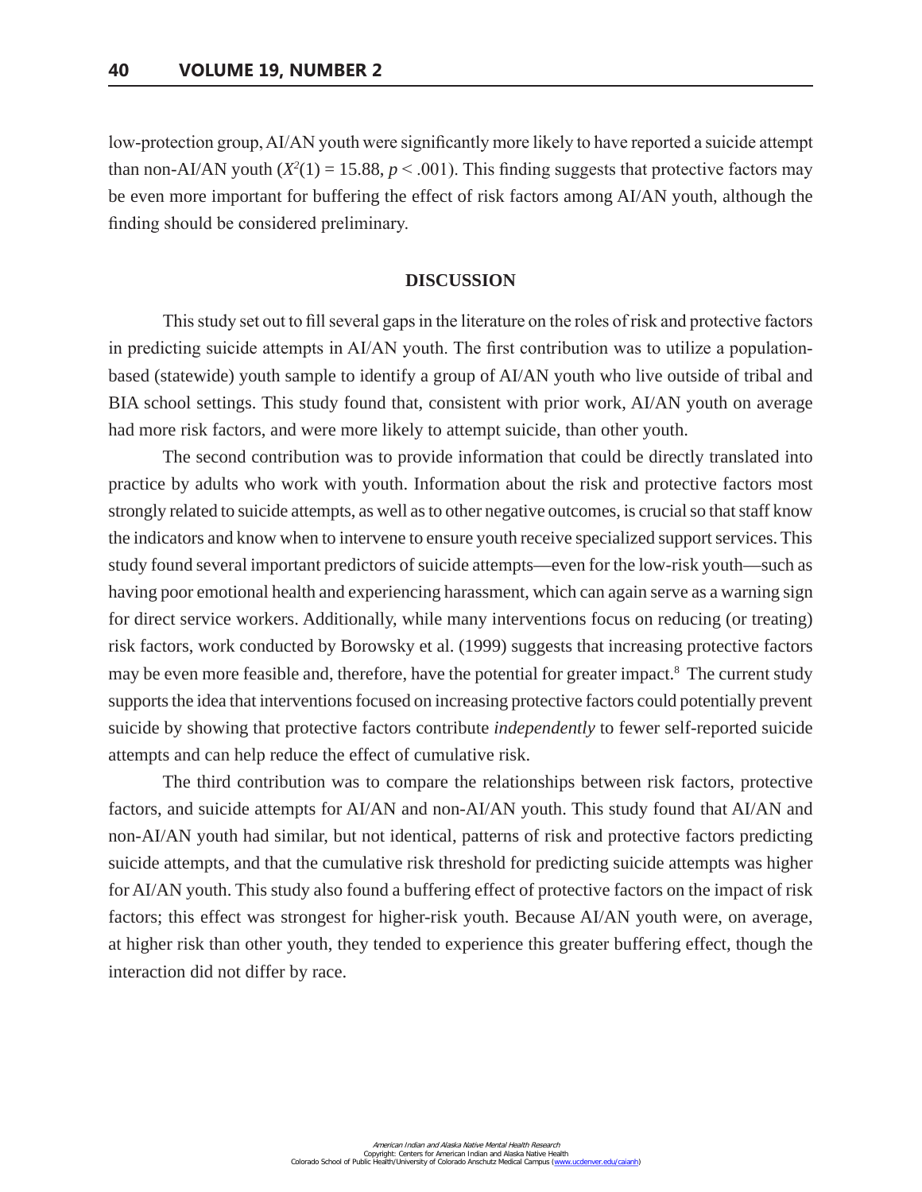low-protection group, AI/AN youth were significantly more likely to have reported a suicide attempt than non-AI/AN youth ($X^2(1) = 15.88$, $p < .001$). This finding suggests that protective factors may be even more important for buffering the effect of risk factors among AI/AN youth, although the finding should be considered preliminary.

## DISCUSSION

This study set out to fill several gaps in the literature on the roles of risk and protective factors in predicting suicide attempts in AI/AN youth. The first contribution was to utilize a population-based (statewide) youth sample to identify a group of AI/AN youth who live outside of tribal and BIA school settings. This study found that, consistent with prior work, AI/AN youth on average had more risk factors, and were more likely to attempt suicide, than other youth.

The second contribution was to provide information that could be directly translated into practice by adults who work with youth. Information about the risk and protective factors most strongly related to suicide attempts, as well as to other negative outcomes, is crucial so that staff know the indicators and know when to intervene to ensure youth receive specialized support services. This study found several important predictors of suicide attempts—even for the low-risk youth—such as having poor emotional health and experiencing harassment, which can again serve as a warning sign for direct service workers. Additionally, while many interventions focus on reducing (or treating) risk factors, work conducted by Borowsky et al. (1999) suggests that increasing protective factors may be even more feasible and, therefore, have the potential for greater impact.[8] The current study supports the idea that interventions focused on increasing protective factors could potentially prevent suicide by showing that protective factors contribute *independently* to fewer self-reported suicide attempts and can help reduce the effect of cumulative risk.

The third contribution was to compare the relationships between risk factors, protective factors, and suicide attempts for AI/AN and non-AI/AN youth. This study found that AI/AN and non-AI/AN youth had similar, but not identical, patterns of risk and protective factors predicting suicide attempts, and that the cumulative risk threshold for predicting suicide attempts was higher for AI/AN youth. This study also found a buffering effect of protective factors on the impact of risk factors; this effect was strongest for higher-risk youth. Because AI/AN youth were, on average, at higher risk than other youth, they tended to experience this greater buffering effect, though the interaction did not differ by race.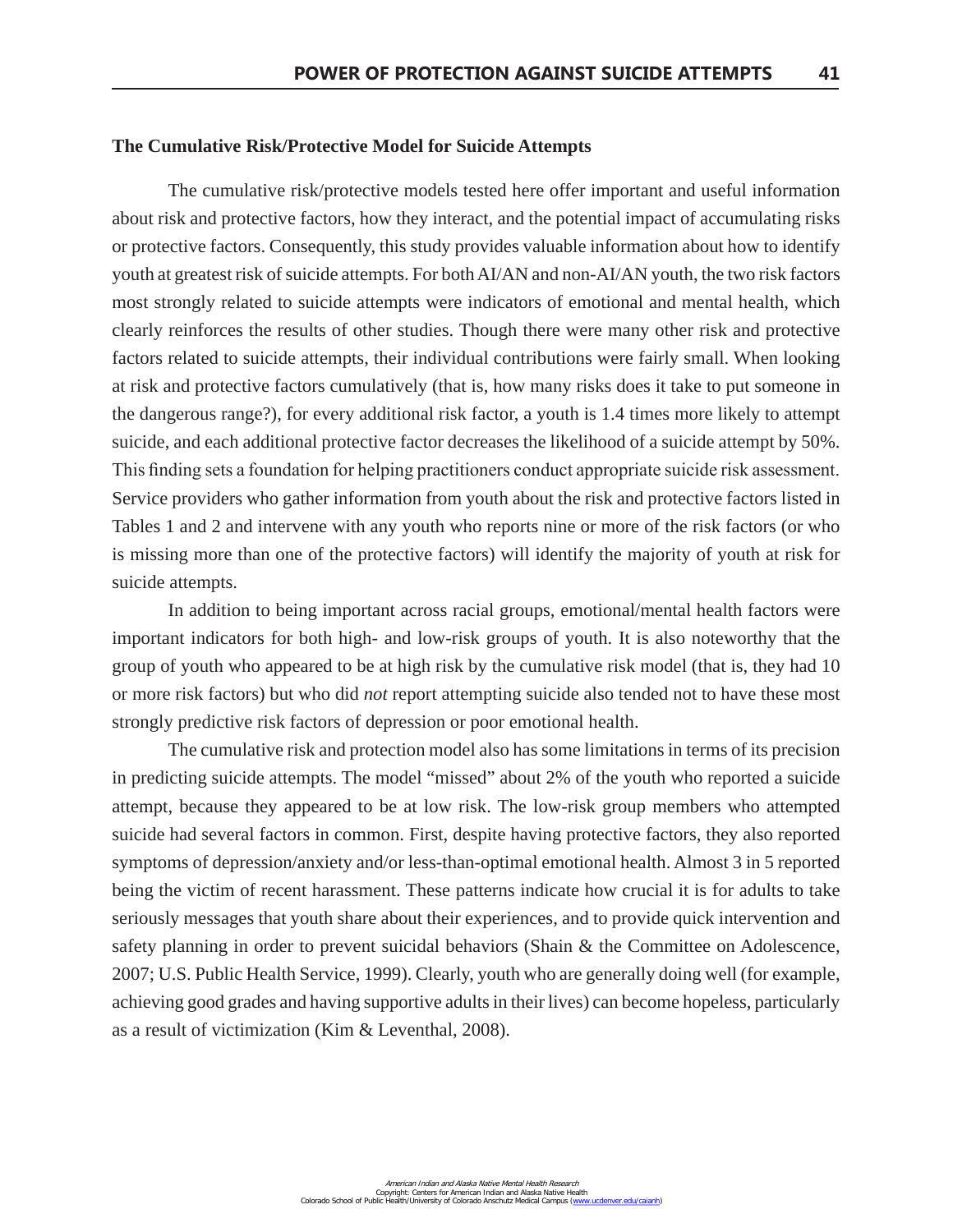### The Cumulative Risk/Protective Model for Suicide Attempts

The cumulative risk/protective models tested here offer important and useful information about risk and protective factors, how they interact, and the potential impact of accumulating risks or protective factors. Consequently, this study provides valuable information about how to identify youth at greatest risk of suicide attempts. For both AI/AN and non-AI/AN youth, the two risk factors most strongly related to suicide attempts were indicators of emotional and mental health, which clearly reinforces the results of other studies. Though there were many other risk and protective factors related to suicide attempts, their individual contributions were fairly small. When looking at risk and protective factors cumulatively (that is, how many risks does it take to put someone in the dangerous range?), for every additional risk factor, a youth is 1.4 times more likely to attempt suicide, and each additional protective factor decreases the likelihood of a suicide attempt by 50%. This finding sets a foundation for helping practitioners conduct appropriate suicide risk assessment. Service providers who gather information from youth about the risk and protective factors listed in Tables 1 and 2 and intervene with any youth who reports nine or more of the risk factors (or who is missing more than one of the protective factors) will identify the majority of youth at risk for suicide attempts.

In addition to being important across racial groups, emotional/mental health factors were important indicators for both high- and low-risk groups of youth. It is also noteworthy that the group of youth who appeared to be at high risk by the cumulative risk model (that is, they had 10 or more risk factors) but who did *not* report attempting suicide also tended not to have these most strongly predictive risk factors of depression or poor emotional health.

The cumulative risk and protection model also has some limitations in terms of its precision in predicting suicide attempts. The model "missed" about 2% of the youth who reported a suicide attempt, because they appeared to be at low risk. The low-risk group members who attempted suicide had several factors in common. First, despite having protective factors, they also reported symptoms of depression/anxiety and/or less-than-optimal emotional health. Almost 3 in 5 reported being the victim of recent harassment. These patterns indicate how crucial it is for adults to take seriously messages that youth share about their experiences, and to provide quick intervention and safety planning in order to prevent suicidal behaviors (Shain & the Committee on Adolescence, 2007; U.S. Public Health Service, 1999). Clearly, youth who are generally doing well (for example, achieving good grades and having supportive adults in their lives) can become hopeless, particularly as a result of victimization (Kim & Leventhal, 2008).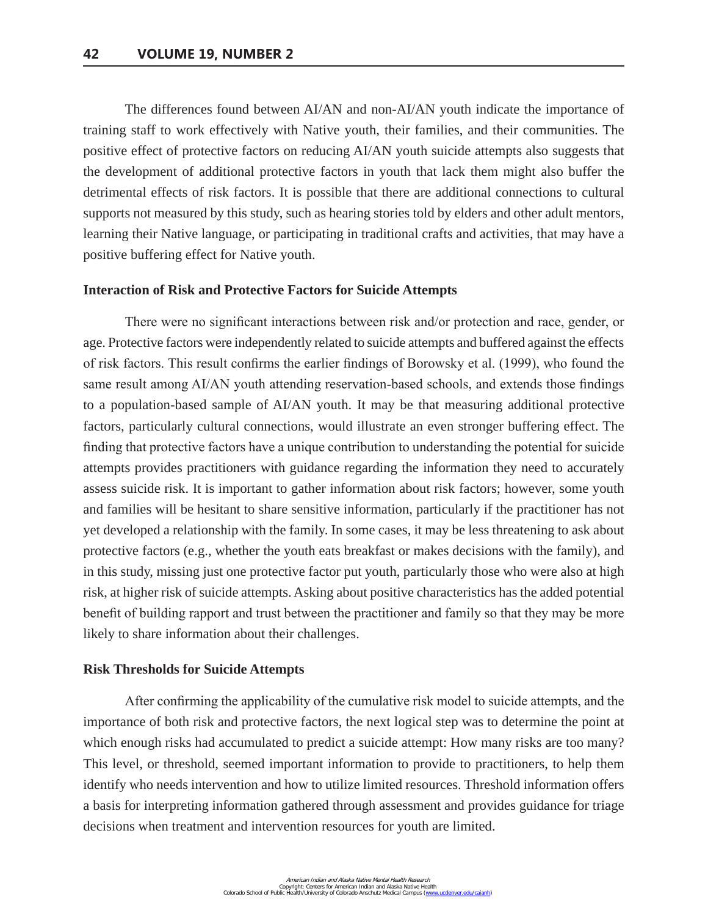The differences found between AI/AN and non-AI/AN youth indicate the importance of training staff to work effectively with Native youth, their families, and their communities. The positive effect of protective factors on reducing AI/AN youth suicide attempts also suggests that the development of additional protective factors in youth that lack them might also buffer the detrimental effects of risk factors. It is possible that there are additional connections to cultural supports not measured by this study, such as hearing stories told by elders and other adult mentors, learning their Native language, or participating in traditional crafts and activities, that may have a positive buffering effect for Native youth.

### Interaction of Risk and Protective Factors for Suicide Attempts

There were no significant interactions between risk and/or protection and race, gender, or age. Protective factors were independently related to suicide attempts and buffered against the effects of risk factors. This result confirms the earlier findings of Borowsky et al. (1999), who found the same result among AI/AN youth attending reservation-based schools, and extends those findings to a population-based sample of AI/AN youth. It may be that measuring additional protective factors, particularly cultural connections, would illustrate an even stronger buffering effect. The finding that protective factors have a unique contribution to understanding the potential for suicide attempts provides practitioners with guidance regarding the information they need to accurately assess suicide risk. It is important to gather information about risk factors; however, some youth and families will be hesitant to share sensitive information, particularly if the practitioner has not yet developed a relationship with the family. In some cases, it may be less threatening to ask about protective factors (e.g., whether the youth eats breakfast or makes decisions with the family), and in this study, missing just one protective factor put youth, particularly those who were also at high risk, at higher risk of suicide attempts. Asking about positive characteristics has the added potential benefit of building rapport and trust between the practitioner and family so that they may be more likely to share information about their challenges.

### Risk Thresholds for Suicide Attempts

After confirming the applicability of the cumulative risk model to suicide attempts, and the importance of both risk and protective factors, the next logical step was to determine the point at which enough risks had accumulated to predict a suicide attempt: How many risks are too many? This level, or threshold, seemed important information to provide to practitioners, to help them identify who needs intervention and how to utilize limited resources. Threshold information offers a basis for interpreting information gathered through assessment and provides guidance for triage decisions when treatment and intervention resources for youth are limited.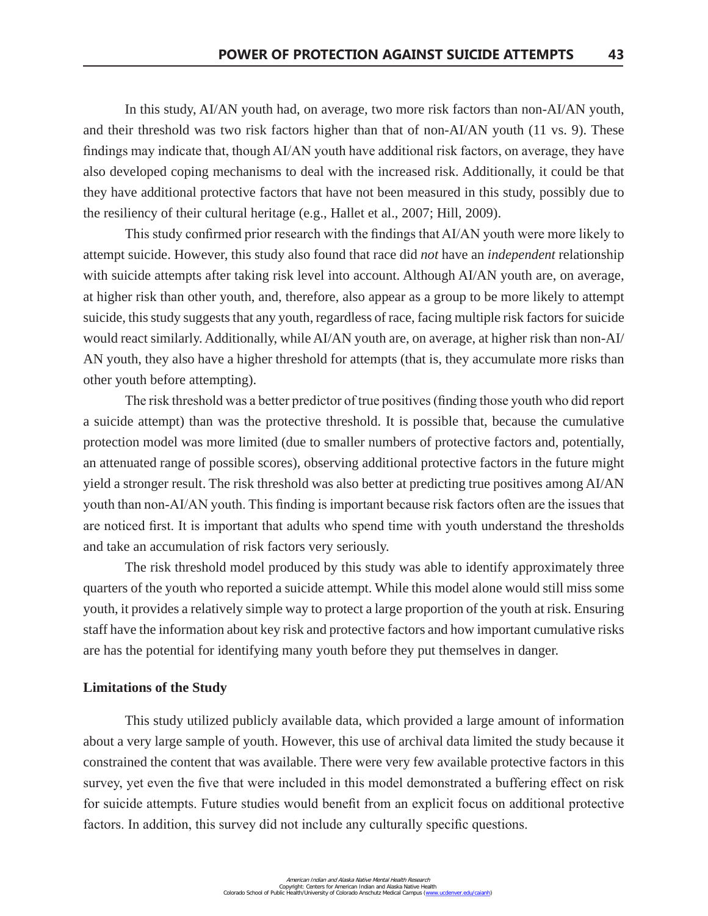In this study, AI/AN youth had, on average, two more risk factors than non-AI/AN youth, and their threshold was two risk factors higher than that of non-AI/AN youth (11 vs. 9). These findings may indicate that, though AI/AN youth have additional risk factors, on average, they have also developed coping mechanisms to deal with the increased risk. Additionally, it could be that they have additional protective factors that have not been measured in this study, possibly due to the resiliency of their cultural heritage (e.g., Hallet et al., 2007; Hill, 2009).

This study confirmed prior research with the findings that AI/AN youth were more likely to attempt suicide. However, this study also found that race did *not* have an *independent* relationship with suicide attempts after taking risk level into account. Although AI/AN youth are, on average, at higher risk than other youth, and, therefore, also appear as a group to be more likely to attempt suicide, this study suggests that any youth, regardless of race, facing multiple risk factors for suicide would react similarly. Additionally, while AI/AN youth are, on average, at higher risk than non-AI/AN youth, they also have a higher threshold for attempts (that is, they accumulate more risks than other youth before attempting).

The risk threshold was a better predictor of true positives (finding those youth who did report a suicide attempt) than was the protective threshold. It is possible that, because the cumulative protection model was more limited (due to smaller numbers of protective factors and, potentially, an attenuated range of possible scores), observing additional protective factors in the future might yield a stronger result. The risk threshold was also better at predicting true positives among AI/AN youth than non-AI/AN youth. This finding is important because risk factors often are the issues that are noticed first. It is important that adults who spend time with youth understand the thresholds and take an accumulation of risk factors very seriously.

The risk threshold model produced by this study was able to identify approximately three quarters of the youth who reported a suicide attempt. While this model alone would still miss some youth, it provides a relatively simple way to protect a large proportion of the youth at risk. Ensuring staff have the information about key risk and protective factors and how important cumulative risks are has the potential for identifying many youth before they put themselves in danger.

### Limitations of the Study

This study utilized publicly available data, which provided a large amount of information about a very large sample of youth. However, this use of archival data limited the study because it constrained the content that was available. There were very few available protective factors in this survey, yet even the five that were included in this model demonstrated a buffering effect on risk for suicide attempts. Future studies would benefit from an explicit focus on additional protective factors. In addition, this survey did not include any culturally specific questions.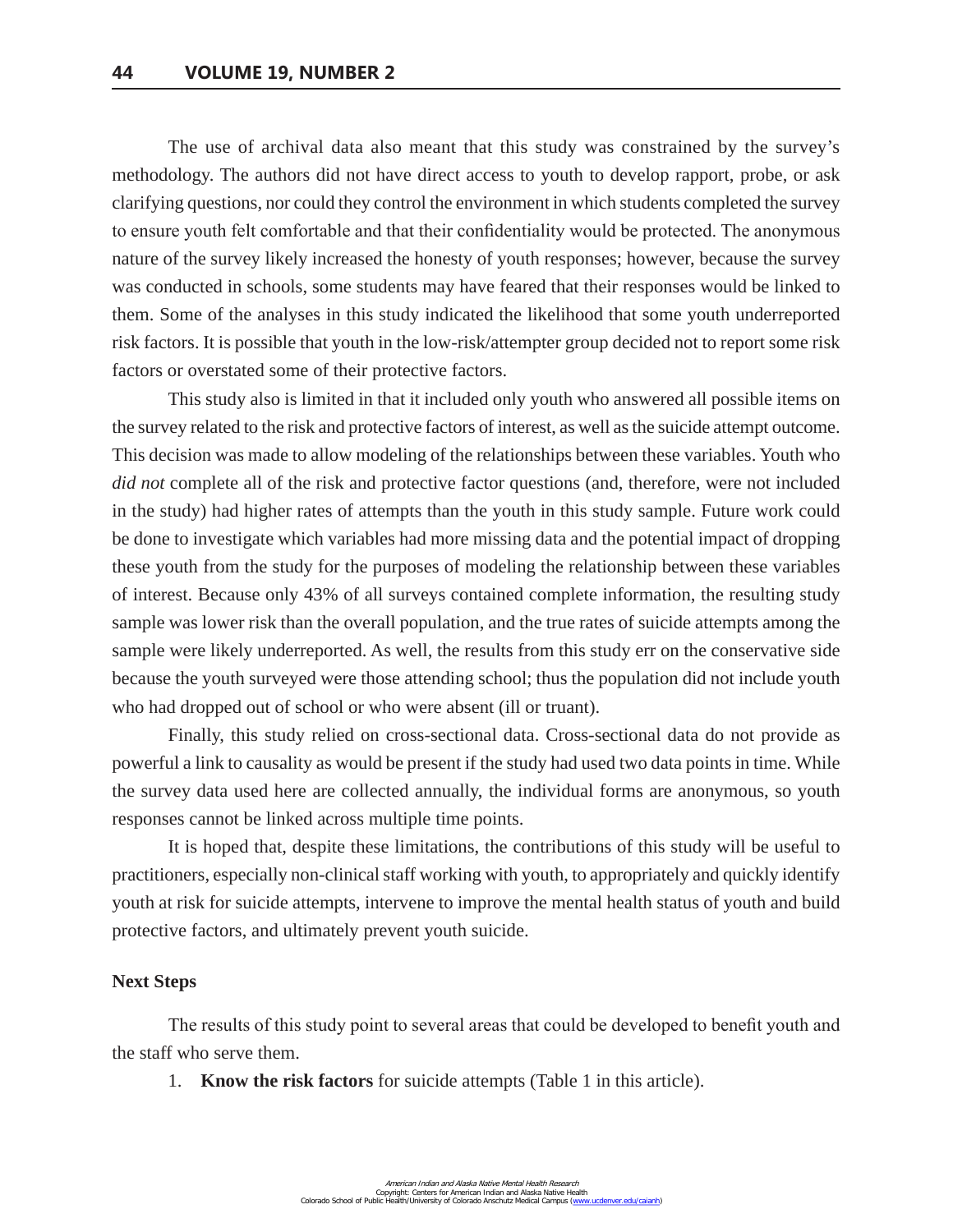The use of archival data also meant that this study was constrained by the survey's methodology. The authors did not have direct access to youth to develop rapport, probe, or ask clarifying questions, nor could they control the environment in which students completed the survey to ensure youth felt comfortable and that their confidentiality would be protected. The anonymous nature of the survey likely increased the honesty of youth responses; however, because the survey was conducted in schools, some students may have feared that their responses would be linked to them. Some of the analyses in this study indicated the likelihood that some youth underreported risk factors. It is possible that youth in the low-risk/attempter group decided not to report some risk factors or overstated some of their protective factors.

This study also is limited in that it included only youth who answered all possible items on the survey related to the risk and protective factors of interest, as well as the suicide attempt outcome. This decision was made to allow modeling of the relationships between these variables. Youth who *did not* complete all of the risk and protective factor questions (and, therefore, were not included in the study) had higher rates of attempts than the youth in this study sample. Future work could be done to investigate which variables had more missing data and the potential impact of dropping these youth from the study for the purposes of modeling the relationship between these variables of interest. Because only 43% of all surveys contained complete information, the resulting study sample was lower risk than the overall population, and the true rates of suicide attempts among the sample were likely underreported. As well, the results from this study err on the conservative side because the youth surveyed were those attending school; thus the population did not include youth who had dropped out of school or who were absent (ill or truant).

Finally, this study relied on cross-sectional data. Cross-sectional data do not provide as powerful a link to causality as would be present if the study had used two data points in time. While the survey data used here are collected annually, the individual forms are anonymous, so youth responses cannot be linked across multiple time points.

It is hoped that, despite these limitations, the contributions of this study will be useful to practitioners, especially non-clinical staff working with youth, to appropriately and quickly identify youth at risk for suicide attempts, intervene to improve the mental health status of youth and build protective factors, and ultimately prevent youth suicide.

### Next Steps

The results of this study point to several areas that could be developed to benefit youth and the staff who serve them.

1. **Know the risk factors** for suicide attempts (Table 1 in this article).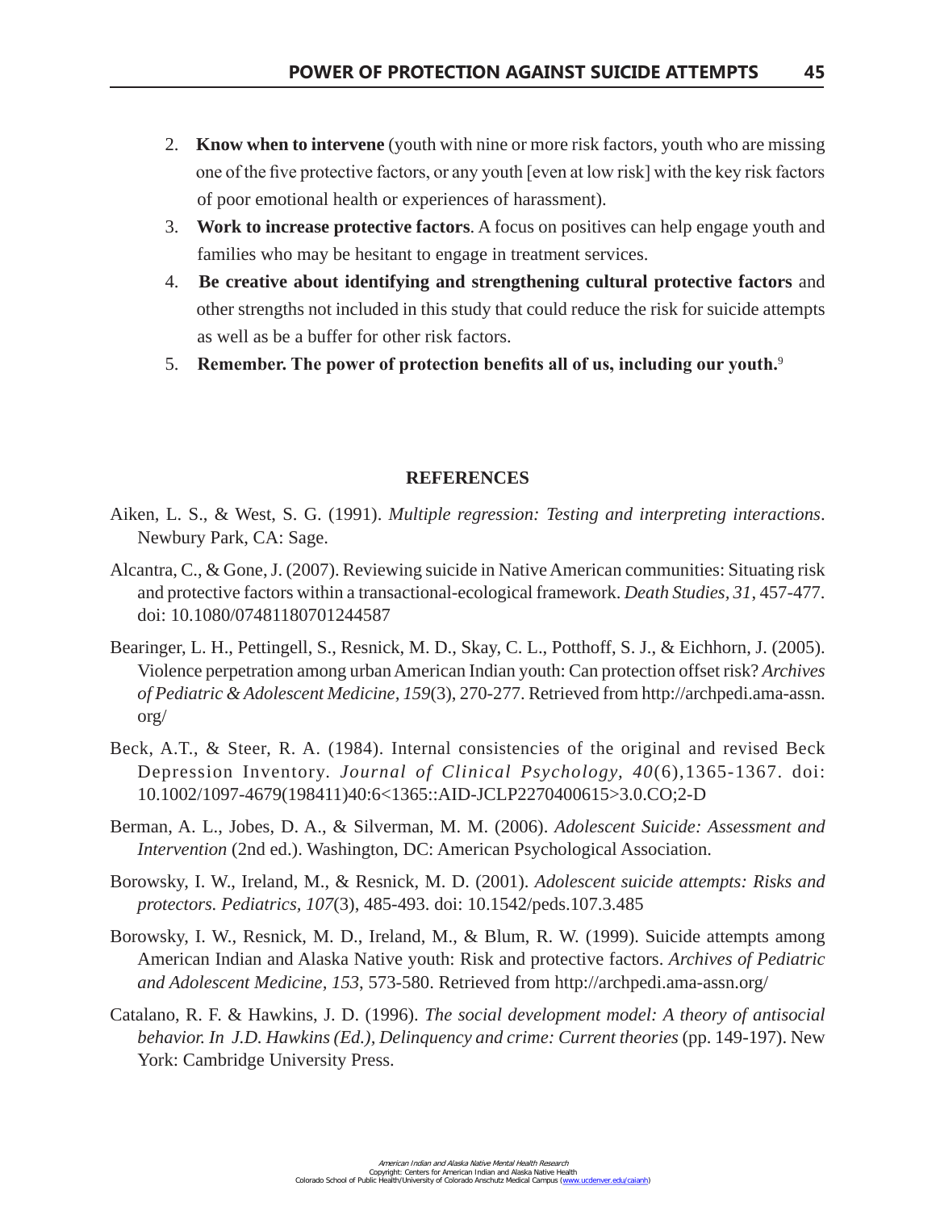2. **Know when to intervene** (youth with nine or more risk factors, youth who are missing one of the five protective factors, or any youth [even at low risk] with the key risk factors of poor emotional health or experiences of harassment).
3. **Work to increase protective factors**. A focus on positives can help engage youth and families who may be hesitant to engage in treatment services.
4. **Be creative about identifying and strengthening cultural protective factors** and other strengths not included in this study that could reduce the risk for suicide attempts as well as be a buffer for other risk factors.
5. **Remember. The power of protection benefits all of us, including our youth.**[9]

## REFERENCES

Aiken, L. S., & West, S. G. (1991). *Multiple regression: Testing and interpreting interactions*. Newbury Park, CA: Sage.

Alcantra, C., & Gone, J. (2007). Reviewing suicide in Native American communities: Situating risk and protective factors within a transactional-ecological framework. *Death Studies*, *31*, 457-477. doi: 10.1080/07481180701244587

Bearinger, L. H., Pettingell, S., Resnick, M. D., Skay, C. L., Potthoff, S. J., & Eichhorn, J. (2005). Violence perpetration among urban American Indian youth: Can protection offset risk? *Archives of Pediatric & Adolescent Medicine*, *159*(3), 270-277. Retrieved from http://archpedi.ama-assn.org/

Beck, A.T., & Steer, R. A. (1984). Internal consistencies of the original and revised Beck Depression Inventory. *Journal of Clinical Psychology*, *40*(6),1365-1367. doi: 10.1002/1097-4679(198411)40:6<1365::AID-JCLP2270400615>3.0.CO;2-D

Berman, A. L., Jobes, D. A., & Silverman, M. M. (2006). *Adolescent Suicide: Assessment and Intervention* (2nd ed.). Washington, DC: American Psychological Association.

Borowsky, I. W., Ireland, M., & Resnick, M. D. (2001). *Adolescent suicide attempts: Risks and protectors. Pediatrics*, *107*(3), 485-493. doi: 10.1542/peds.107.3.485

Borowsky, I. W., Resnick, M. D., Ireland, M., & Blum, R. W. (1999). Suicide attempts among American Indian and Alaska Native youth: Risk and protective factors. *Archives of Pediatric and Adolescent Medicine, 153,* 573-580. Retrieved from http://archpedi.ama-assn.org/

Catalano, R. F. & Hawkins, J. D. (1996). *The social development model: A theory of antisocial behavior. In J.D. Hawkins (Ed.), Delinquency and crime: Current theories* (pp. 149-197). New York: Cambridge University Press.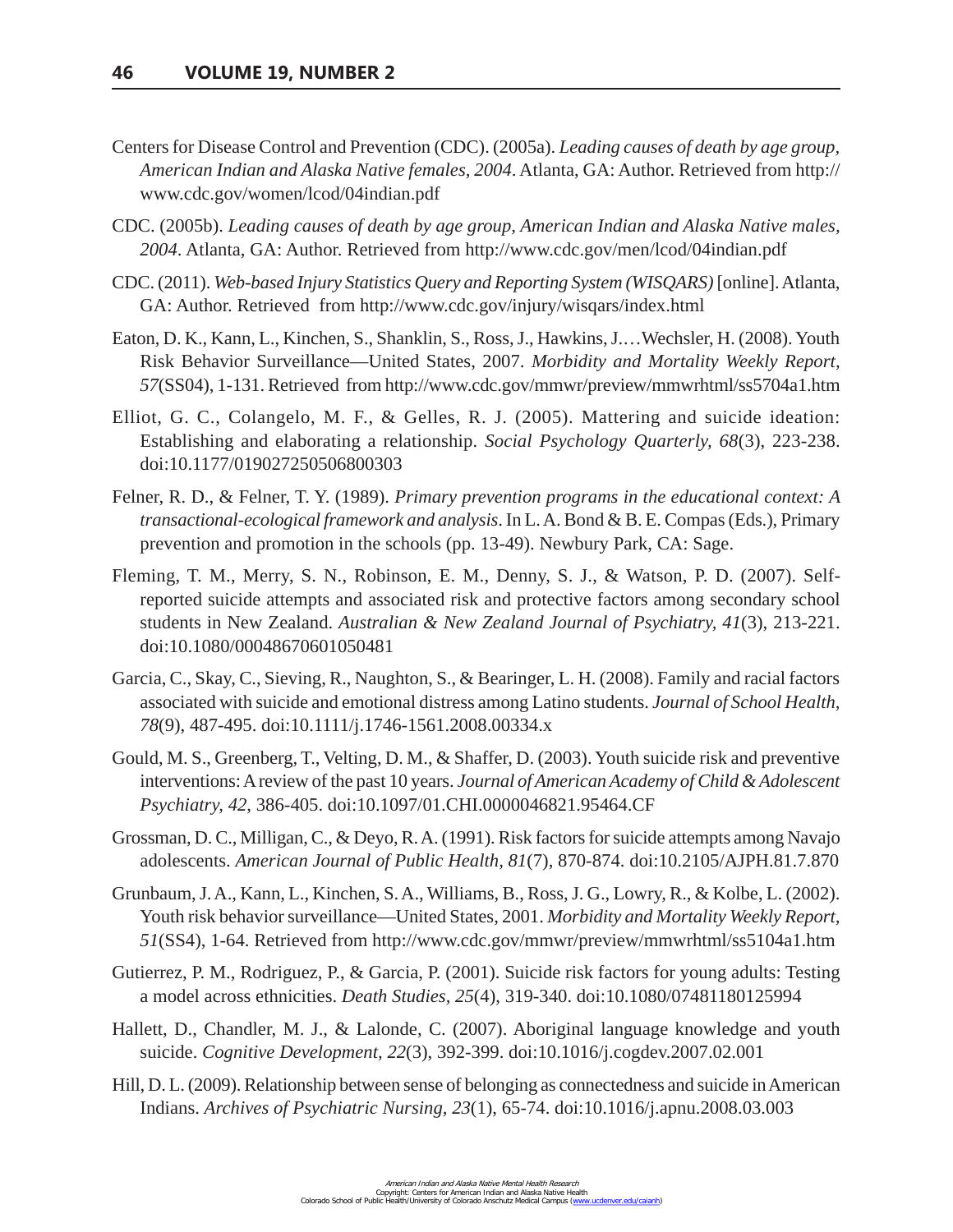Centers for Disease Control and Prevention (CDC). (2005a). *Leading causes of death by age group, American Indian and Alaska Native females, 2004*. Atlanta, GA: Author. Retrieved from http://www.cdc.gov/women/lcod/04indian.pdf

CDC. (2005b). *Leading causes of death by age group, American Indian and Alaska Native males, 2004*. Atlanta, GA: Author. Retrieved from http://www.cdc.gov/men/lcod/04indian.pdf

CDC. (2011). *Web-based Injury Statistics Query and Reporting System (WISQARS)* [online]. Atlanta, GA: Author. Retrieved from http://www.cdc.gov/injury/wisqars/index.html

Eaton, D. K., Kann, L., Kinchen, S., Shanklin, S., Ross, J., Hawkins, J.…Wechsler, H. (2008). Youth Risk Behavior Surveillance—United States, 2007. *Morbidity and Mortality Weekly Report, 57*(SS04), 1-131. Retrieved from http://www.cdc.gov/mmwr/preview/mmwrhtml/ss5704a1.htm

Elliot, G. C., Colangelo, M. F., & Gelles, R. J. (2005). Mattering and suicide ideation: Establishing and elaborating a relationship. *Social Psychology Quarterly, 68*(3), 223-238. doi:10.1177/019027250506800303

Felner, R. D., & Felner, T. Y. (1989). *Primary prevention programs in the educational context: A transactional-ecological framework and analysis*. In L. A. Bond & B. E. Compas (Eds.), Primary prevention and promotion in the schools (pp. 13-49). Newbury Park, CA: Sage.

Fleming, T. M., Merry, S. N., Robinson, E. M., Denny, S. J., & Watson, P. D. (2007). Self-reported suicide attempts and associated risk and protective factors among secondary school students in New Zealand. *Australian & New Zealand Journal of Psychiatry, 41*(3), 213-221. doi:10.1080/00048670601050481

Garcia, C., Skay, C., Sieving, R., Naughton, S., & Bearinger, L. H. (2008). Family and racial factors associated with suicide and emotional distress among Latino students. *Journal of School Health, 78*(9), 487-495. doi:10.1111/j.1746-1561.2008.00334.x

Gould, M. S., Greenberg, T., Velting, D. M., & Shaffer, D. (2003). Youth suicide risk and preventive interventions: A review of the past 10 years. *Journal of American Academy of Child & Adolescent Psychiatry, 42*, 386-405. doi:10.1097/01.CHI.0000046821.95464.CF

Grossman, D. C., Milligan, C., & Deyo, R. A. (1991). Risk factors for suicide attempts among Navajo adolescents. *American Journal of Public Health, 81*(7), 870-874. doi:10.2105/AJPH.81.7.870

Grunbaum, J. A., Kann, L., Kinchen, S. A., Williams, B., Ross, J. G., Lowry, R., & Kolbe, L. (2002). Youth risk behavior surveillance—United States, 2001. *Morbidity and Mortality Weekly Report, 51*(SS4), 1-64. Retrieved from http://www.cdc.gov/mmwr/preview/mmwrhtml/ss5104a1.htm

Gutierrez, P. M., Rodriguez, P., & Garcia, P. (2001). Suicide risk factors for young adults: Testing a model across ethnicities. *Death Studies, 25*(4), 319-340. doi:10.1080/07481180125994

Hallett, D., Chandler, M. J., & Lalonde, C. (2007). Aboriginal language knowledge and youth suicide. *Cognitive Development, 22*(3), 392-399. doi:10.1016/j.cogdev.2007.02.001

Hill, D. L. (2009). Relationship between sense of belonging as connectedness and suicide in American Indians. *Archives of Psychiatric Nursing, 23*(1), 65-74. doi:10.1016/j.apnu.2008.03.003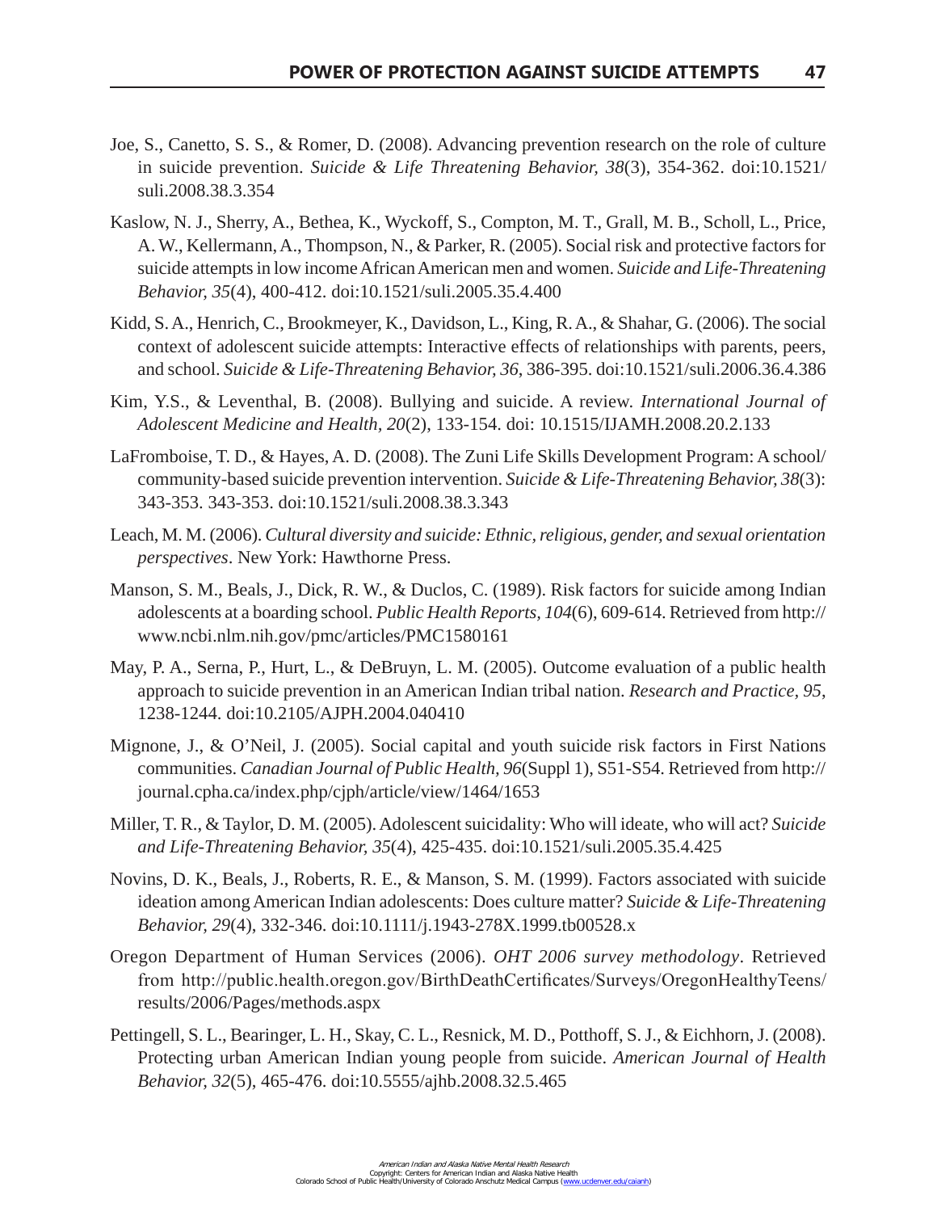Joe, S., Canetto, S. S., & Romer, D. (2008). Advancing prevention research on the role of culture in suicide prevention. *Suicide & Life Threatening Behavior, 38*(3), 354-362. doi:10.1521/suli.2008.38.3.354

Kaslow, N. J., Sherry, A., Bethea, K., Wyckoff, S., Compton, M. T., Grall, M. B., Scholl, L., Price, A. W., Kellermann, A., Thompson, N., & Parker, R. (2005). Social risk and protective factors for suicide attempts in low income African American men and women. *Suicide and Life-Threatening Behavior, 35*(4), 400-412. doi:10.1521/suli.2005.35.4.400

Kidd, S. A., Henrich, C., Brookmeyer, K., Davidson, L., King, R. A., & Shahar, G. (2006). The social context of adolescent suicide attempts: Interactive effects of relationships with parents, peers, and school. *Suicide & Life-Threatening Behavior, 36*, 386-395. doi:10.1521/suli.2006.36.4.386

Kim, Y.S., & Leventhal, B. (2008). Bullying and suicide. A review. *International Journal of Adolescent Medicine and Health, 20*(2), 133-154. doi: 10.1515/IJAMH.2008.20.2.133

LaFromboise, T. D., & Hayes, A. D. (2008). The Zuni Life Skills Development Program: A school/community-based suicide prevention intervention. *Suicide & Life-Threatening Behavior, 38*(3): 343-353. 343-353. doi:10.1521/suli.2008.38.3.343

Leach, M. M. (2006). *Cultural diversity and suicide: Ethnic, religious, gender, and sexual orientation perspectives*. New York: Hawthorne Press.

Manson, S. M., Beals, J., Dick, R. W., & Duclos, C. (1989). Risk factors for suicide among Indian adolescents at a boarding school. *Public Health Reports, 104*(6), 609-614. Retrieved from http://www.ncbi.nlm.nih.gov/pmc/articles/PMC1580161

May, P. A., Serna, P., Hurt, L., & DeBruyn, L. M. (2005). Outcome evaluation of a public health approach to suicide prevention in an American Indian tribal nation. *Research and Practice, 95*, 1238-1244. doi:10.2105/AJPH.2004.040410

Mignone, J., & O'Neil, J. (2005). Social capital and youth suicide risk factors in First Nations communities. *Canadian Journal of Public Health, 96*(Suppl 1), S51-S54. Retrieved from http://journal.cpha.ca/index.php/cjph/article/view/1464/1653

Miller, T. R., & Taylor, D. M. (2005). Adolescent suicidality: Who will ideate, who will act? *Suicide and Life-Threatening Behavior, 35*(4), 425-435. doi:10.1521/suli.2005.35.4.425

Novins, D. K., Beals, J., Roberts, R. E., & Manson, S. M. (1999). Factors associated with suicide ideation among American Indian adolescents: Does culture matter? *Suicide & Life-Threatening Behavior, 29*(4), 332-346. doi:10.1111/j.1943-278X.1999.tb00528.x

Oregon Department of Human Services (2006). *OHT 2006 survey methodology*. Retrieved from http://public.health.oregon.gov/BirthDeathCertificates/Surveys/OregonHealthyTeens/results/2006/Pages/methods.aspx

Pettingell, S. L., Bearinger, L. H., Skay, C. L., Resnick, M. D., Potthoff, S. J., & Eichhorn, J. (2008). Protecting urban American Indian young people from suicide. *American Journal of Health Behavior, 32*(5), 465-476. doi:10.5555/ajhb.2008.32.5.465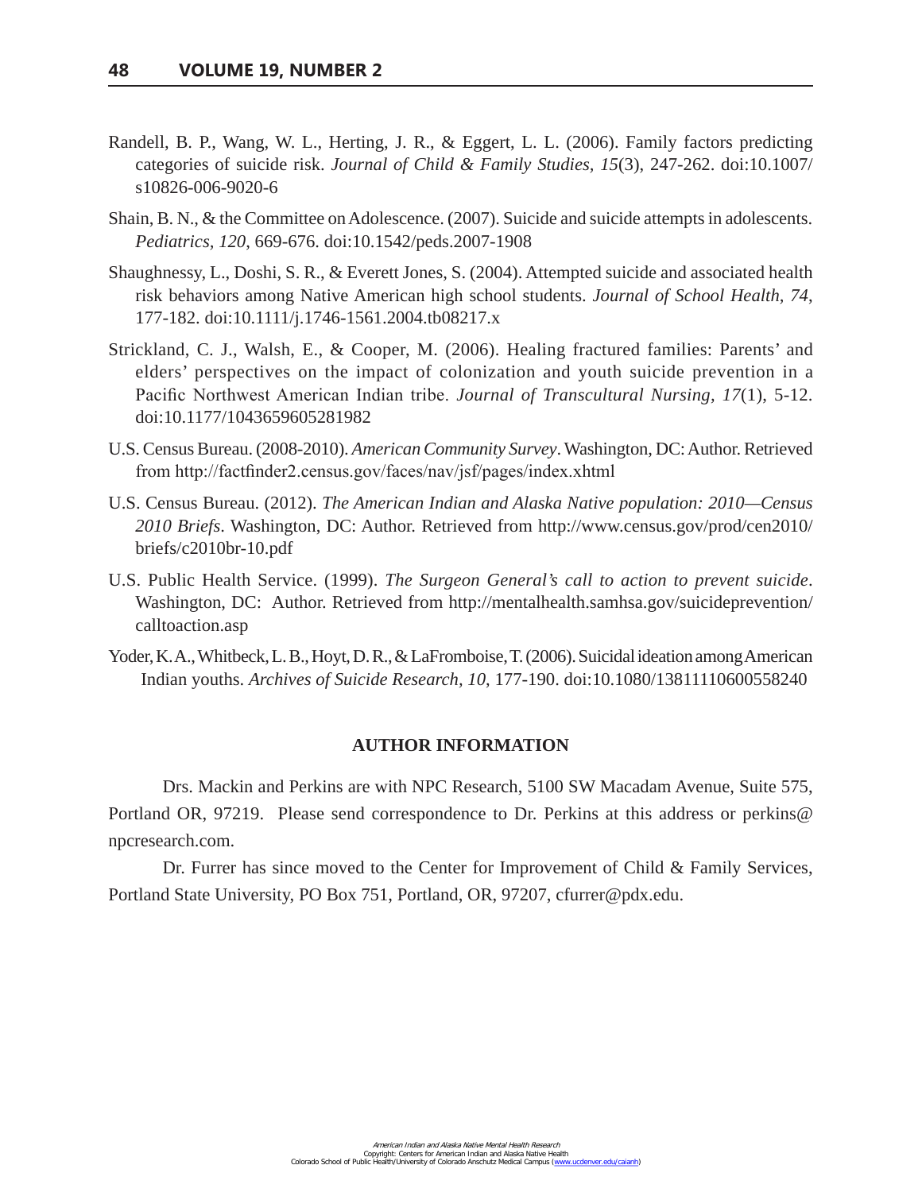Randell, B. P., Wang, W. L., Herting, J. R., & Eggert, L. L. (2006). Family factors predicting categories of suicide risk. *Journal of Child & Family Studies, 15*(3), 247-262. doi:10.1007/s10826-006-9020-6

Shain, B. N., & the Committee on Adolescence. (2007). Suicide and suicide attempts in adolescents. *Pediatrics, 120*, 669-676. doi:10.1542/peds.2007-1908

Shaughnessy, L., Doshi, S. R., & Everett Jones, S. (2004). Attempted suicide and associated health risk behaviors among Native American high school students. *Journal of School Health, 74*, 177-182. doi:10.1111/j.1746-1561.2004.tb08217.x

Strickland, C. J., Walsh, E., & Cooper, M. (2006). Healing fractured families: Parents' and elders' perspectives on the impact of colonization and youth suicide prevention in a Pacific Northwest American Indian tribe. *Journal of Transcultural Nursing, 17*(1), 5-12. doi:10.1177/1043659605281982

U.S. Census Bureau. (2008-2010). *American Community Survey*. Washington, DC: Author. Retrieved from http://factfinder2.census.gov/faces/nav/jsf/pages/index.xhtml

U.S. Census Bureau. (2012). *The American Indian and Alaska Native population: 2010—Census 2010 Briefs*. Washington, DC: Author. Retrieved from http://www.census.gov/prod/cen2010/briefs/c2010br-10.pdf

U.S. Public Health Service. (1999). *The Surgeon General's call to action to prevent suicide*. Washington, DC: Author. Retrieved from http://mentalhealth.samhsa.gov/suicideprevention/calltoaction.asp

Yoder, K. A., Whitbeck, L. B., Hoyt, D. R., & LaFromboise, T. (2006). Suicidal ideation among American Indian youths. *Archives of Suicide Research, 10*, 177-190. doi:10.1080/13811110600558240

## AUTHOR INFORMATION

Drs. Mackin and Perkins are with NPC Research, 5100 SW Macadam Avenue, Suite 575, Portland OR, 97219. Please send correspondence to Dr. Perkins at this address or perkins@npcresearch.com.

Dr. Furrer has since moved to the Center for Improvement of Child & Family Services, Portland State University, PO Box 751, Portland, OR, 97207, cfurrer@pdx.edu.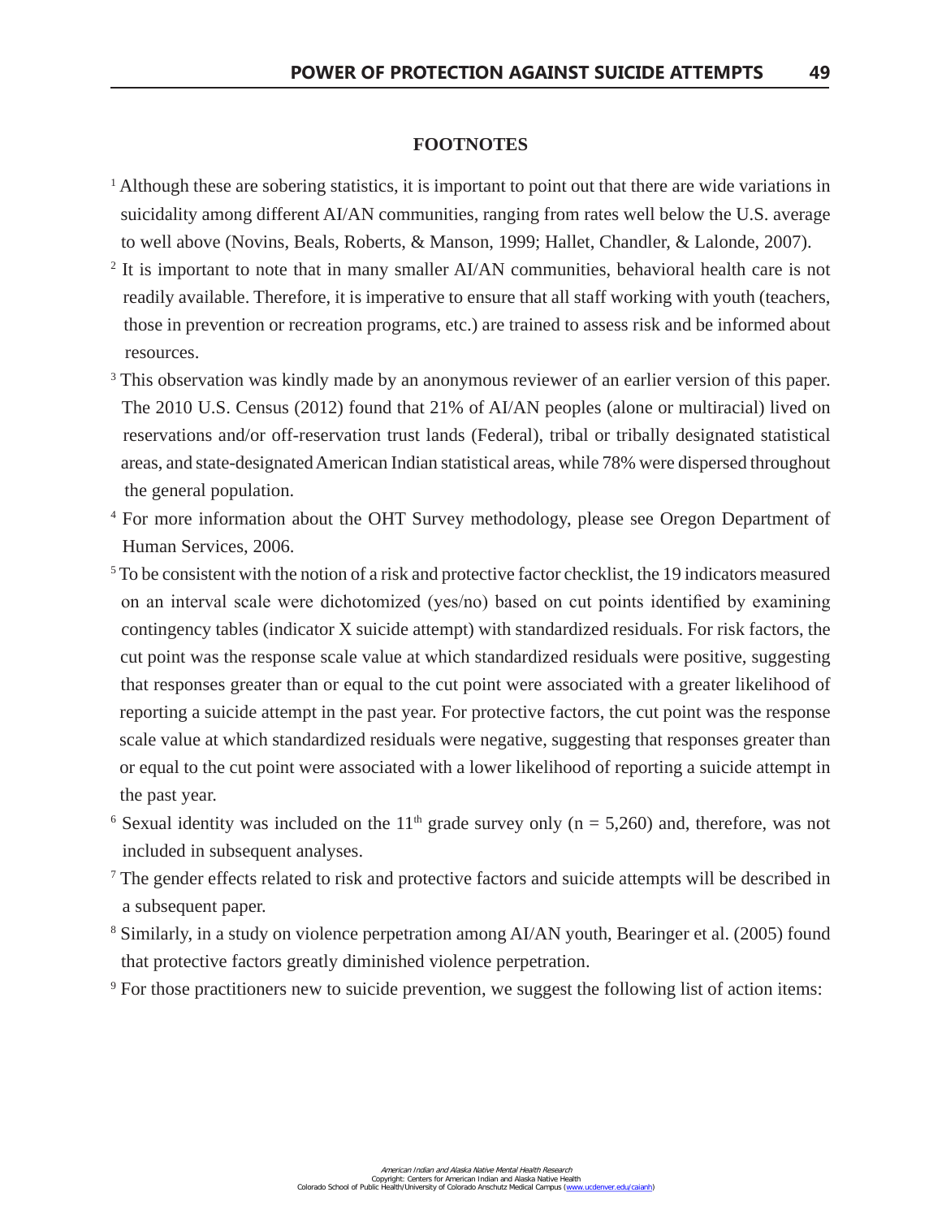## FOOTNOTES

[1] Although these are sobering statistics, it is important to point out that there are wide variations in suicidality among different AI/AN communities, ranging from rates well below the U.S. average to well above (Novins, Beals, Roberts, & Manson, 1999; Hallet, Chandler, & Lalonde, 2007).

[2] It is important to note that in many smaller AI/AN communities, behavioral health care is not readily available. Therefore, it is imperative to ensure that all staff working with youth (teachers, those in prevention or recreation programs, etc.) are trained to assess risk and be informed about resources.

[3] This observation was kindly made by an anonymous reviewer of an earlier version of this paper. The 2010 U.S. Census (2012) found that 21% of AI/AN peoples (alone or multiracial) lived on reservations and/or off-reservation trust lands (Federal), tribal or tribally designated statistical areas, and state-designated American Indian statistical areas, while 78% were dispersed throughout the general population.

[4] For more information about the OHT Survey methodology, please see Oregon Department of Human Services, 2006.

[5] To be consistent with the notion of a risk and protective factor checklist, the 19 indicators measured on an interval scale were dichotomized (yes/no) based on cut points identified by examining contingency tables (indicator X suicide attempt) with standardized residuals. For risk factors, the cut point was the response scale value at which standardized residuals were positive, suggesting that responses greater than or equal to the cut point were associated with a greater likelihood of reporting a suicide attempt in the past year. For protective factors, the cut point was the response scale value at which standardized residuals were negative, suggesting that responses greater than or equal to the cut point were associated with a lower likelihood of reporting a suicide attempt in the past year.

[6] Sexual identity was included on the 11th grade survey only ($n = 5{,}260$) and, therefore, was not included in subsequent analyses.

[7] The gender effects related to risk and protective factors and suicide attempts will be described in a subsequent paper.

[8] Similarly, in a study on violence perpetration among AI/AN youth, Bearinger et al. (2005) found that protective factors greatly diminished violence perpetration.

[9] For those practitioners new to suicide prevention, we suggest the following list of action items: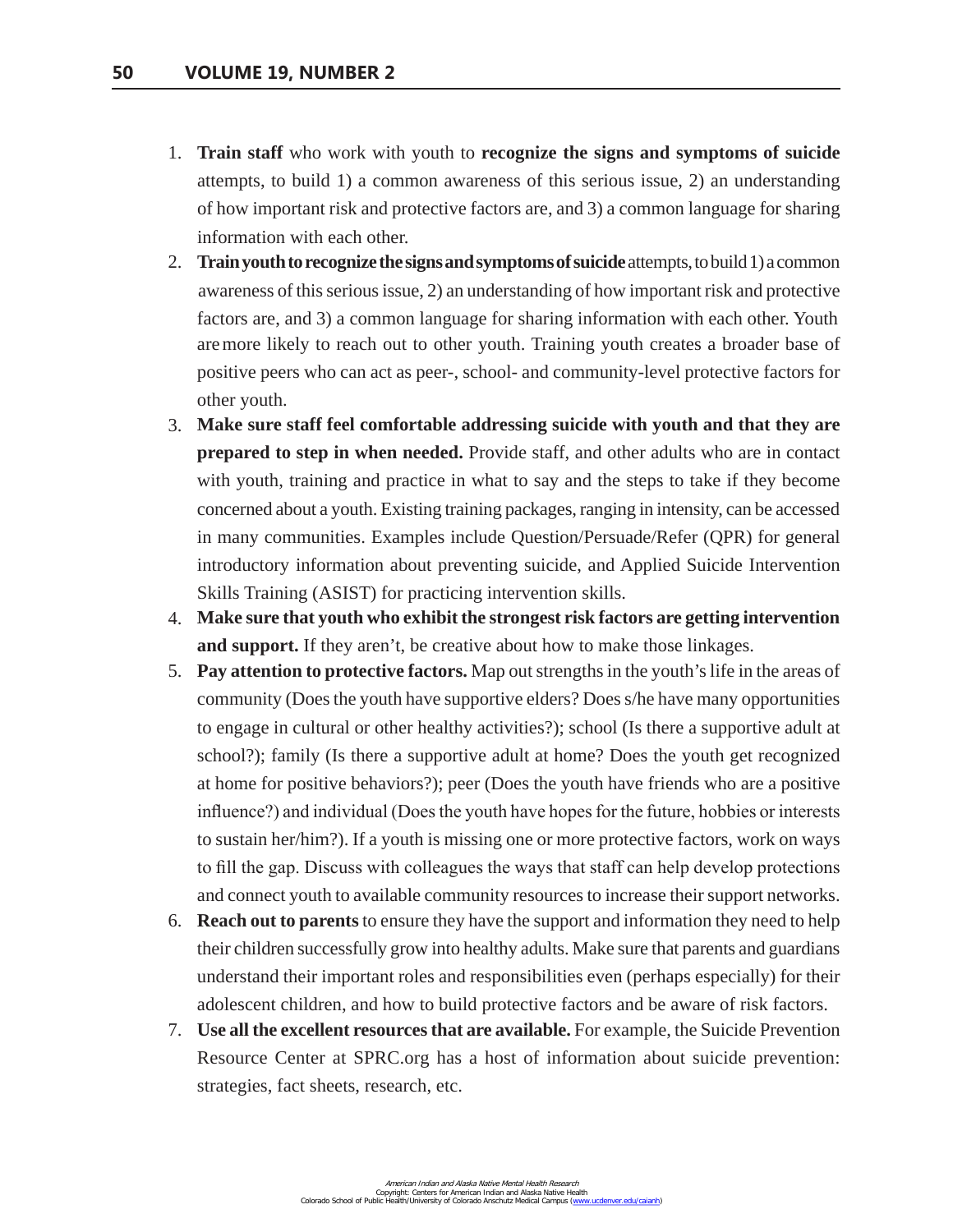1. **Train staff** who work with youth to **recognize the signs and symptoms of suicide** attempts, to build 1) a common awareness of this serious issue, 2) an understanding of how important risk and protective factors are, and 3) a common language for sharing information with each other.
2. **Train youth to recognize the signs and symptoms of suicide** attempts, to build 1) a common awareness of this serious issue, 2) an understanding of how important risk and protective factors are, and 3) a common language for sharing information with each other. Youth are more likely to reach out to other youth. Training youth creates a broader base of positive peers who can act as peer-, school- and community-level protective factors for other youth.
3. **Make sure staff feel comfortable addressing suicide with youth and that they are prepared to step in when needed.** Provide staff, and other adults who are in contact with youth, training and practice in what to say and the steps to take if they become concerned about a youth. Existing training packages, ranging in intensity, can be accessed in many communities. Examples include Question/Persuade/Refer (QPR) for general introductory information about preventing suicide, and Applied Suicide Intervention Skills Training (ASIST) for practicing intervention skills.
4. **Make sure that youth who exhibit the strongest risk factors are getting intervention and support.** If they aren't, be creative about how to make those linkages.
5. **Pay attention to protective factors.** Map out strengths in the youth's life in the areas of community (Does the youth have supportive elders? Does s/he have many opportunities to engage in cultural or other healthy activities?); school (Is there a supportive adult at school?); family (Is there a supportive adult at home? Does the youth get recognized at home for positive behaviors?); peer (Does the youth have friends who are a positive influence?) and individual (Does the youth have hopes for the future, hobbies or interests to sustain her/him?). If a youth is missing one or more protective factors, work on ways to fill the gap. Discuss with colleagues the ways that staff can help develop protections and connect youth to available community resources to increase their support networks.
6. **Reach out to parents** to ensure they have the support and information they need to help their children successfully grow into healthy adults. Make sure that parents and guardians understand their important roles and responsibilities even (perhaps especially) for their adolescent children, and how to build protective factors and be aware of risk factors.
7. **Use all the excellent resources that are available.** For example, the Suicide Prevention Resource Center at SPRC.org has a host of information about suicide prevention: strategies, fact sheets, research, etc.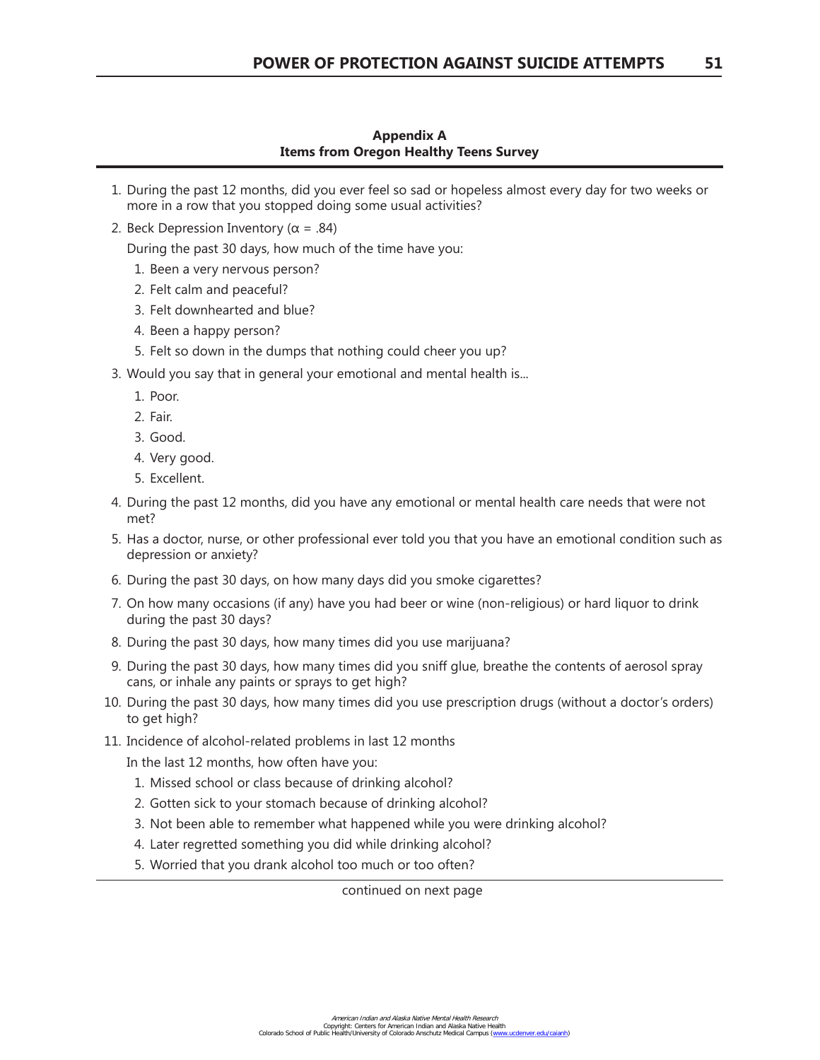## Appendix A
### Items from Oregon Healthy Teens Survey

1. During the past 12 months, did you ever feel so sad or hopeless almost every day for two weeks or more in a row that you stopped doing some usual activities?
2. Beck Depression Inventory ($\alpha$ = .84)

   During the past 30 days, how much of the time have you:

   1. Been a very nervous person?
   2. Felt calm and peaceful?
   3. Felt downhearted and blue?
   4. Been a happy person?
   5. Felt so down in the dumps that nothing could cheer you up?
3. Would you say that in general your emotional and mental health is...
   1. Poor.
   2. Fair.
   3. Good.
   4. Very good.
   5. Excellent.
4. During the past 12 months, did you have any emotional or mental health care needs that were not met?
5. Has a doctor, nurse, or other professional ever told you that you have an emotional condition such as depression or anxiety?
6. During the past 30 days, on how many days did you smoke cigarettes?
7. On how many occasions (if any) have you had beer or wine (non-religious) or hard liquor to drink during the past 30 days?
8. During the past 30 days, how many times did you use marijuana?
9. During the past 30 days, how many times did you sniff glue, breathe the contents of aerosol spray cans, or inhale any paints or sprays to get high?
10. During the past 30 days, how many times did you use prescription drugs (without a doctor's orders) to get high?
11. Incidence of alcohol-related problems in last 12 months

    In the last 12 months, how often have you:

    1. Missed school or class because of drinking alcohol?
    2. Gotten sick to your stomach because of drinking alcohol?
    3. Not been able to remember what happened while you were drinking alcohol?
    4. Later regretted something you did while drinking alcohol?
    5. Worried that you drank alcohol too much or too often?

continued on next page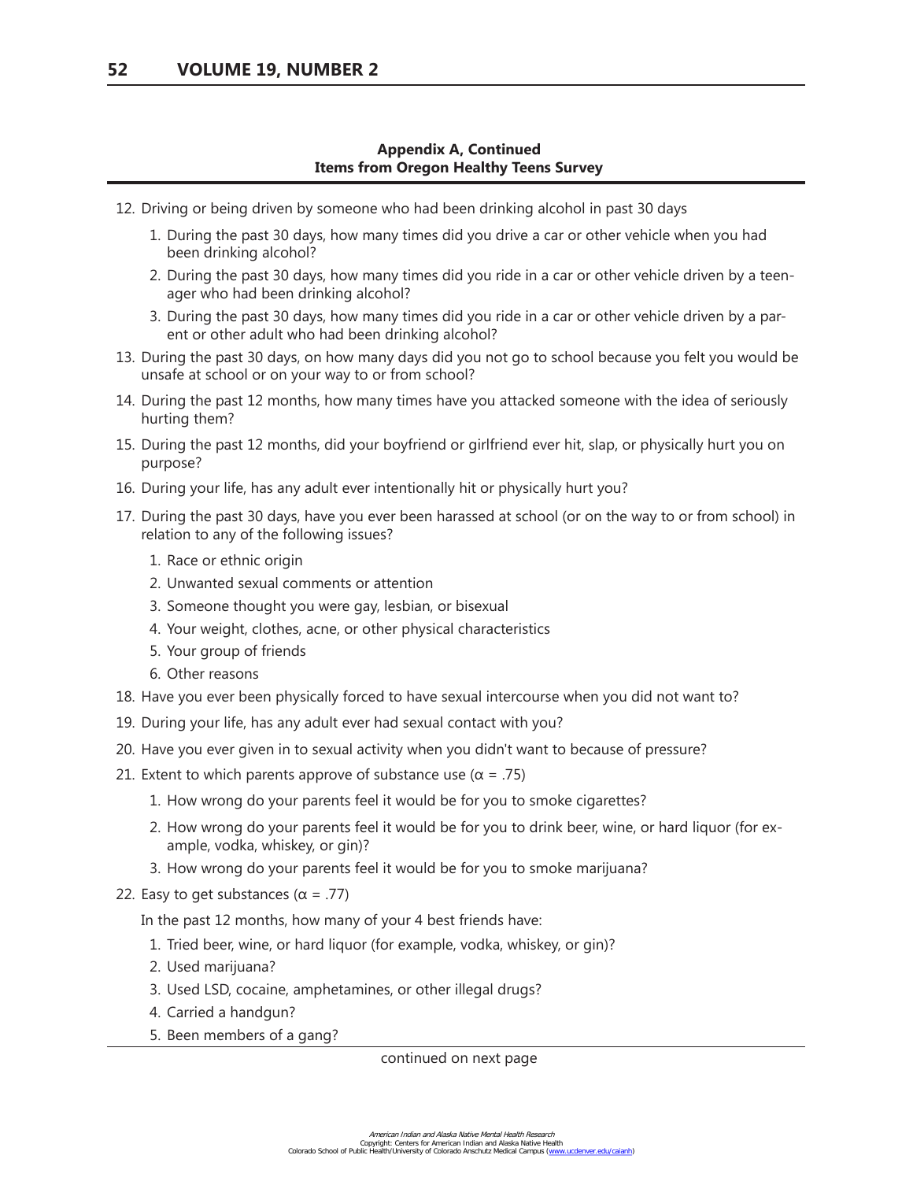**Appendix A, Continued**
**Items from Oregon Healthy Teens Survey**

12. Driving or being driven by someone who had been drinking alcohol in past 30 days
    1. During the past 30 days, how many times did you drive a car or other vehicle when you had been drinking alcohol?
    2. During the past 30 days, how many times did you ride in a car or other vehicle driven by a teenager who had been drinking alcohol?
    3. During the past 30 days, how many times did you ride in a car or other vehicle driven by a parent or other adult who had been drinking alcohol?
13. During the past 30 days, on how many days did you not go to school because you felt you would be unsafe at school or on your way to or from school?
14. During the past 12 months, how many times have you attacked someone with the idea of seriously hurting them?
15. During the past 12 months, did your boyfriend or girlfriend ever hit, slap, or physically hurt you on purpose?
16. During your life, has any adult ever intentionally hit or physically hurt you?
17. During the past 30 days, have you ever been harassed at school (or on the way to or from school) in relation to any of the following issues?
    1. Race or ethnic origin
    2. Unwanted sexual comments or attention
    3. Someone thought you were gay, lesbian, or bisexual
    4. Your weight, clothes, acne, or other physical characteristics
    5. Your group of friends
    6. Other reasons
18. Have you ever been physically forced to have sexual intercourse when you did not want to?
19. During your life, has any adult ever had sexual contact with you?
20. Have you ever given in to sexual activity when you didn't want to because of pressure?
21. Extent to which parents approve of substance use ($\alpha = .75$)
    1. How wrong do your parents feel it would be for you to smoke cigarettes?
    2. How wrong do your parents feel it would be for you to drink beer, wine, or hard liquor (for example, vodka, whiskey, or gin)?
    3. How wrong do your parents feel it would be for you to smoke marijuana?
22. Easy to get substances ($\alpha = .77$)

    In the past 12 months, how many of your 4 best friends have:
    1. Tried beer, wine, or hard liquor (for example, vodka, whiskey, or gin)?
    2. Used marijuana?
    3. Used LSD, cocaine, amphetamines, or other illegal drugs?
    4. Carried a handgun?
    5. Been members of a gang?

continued on next page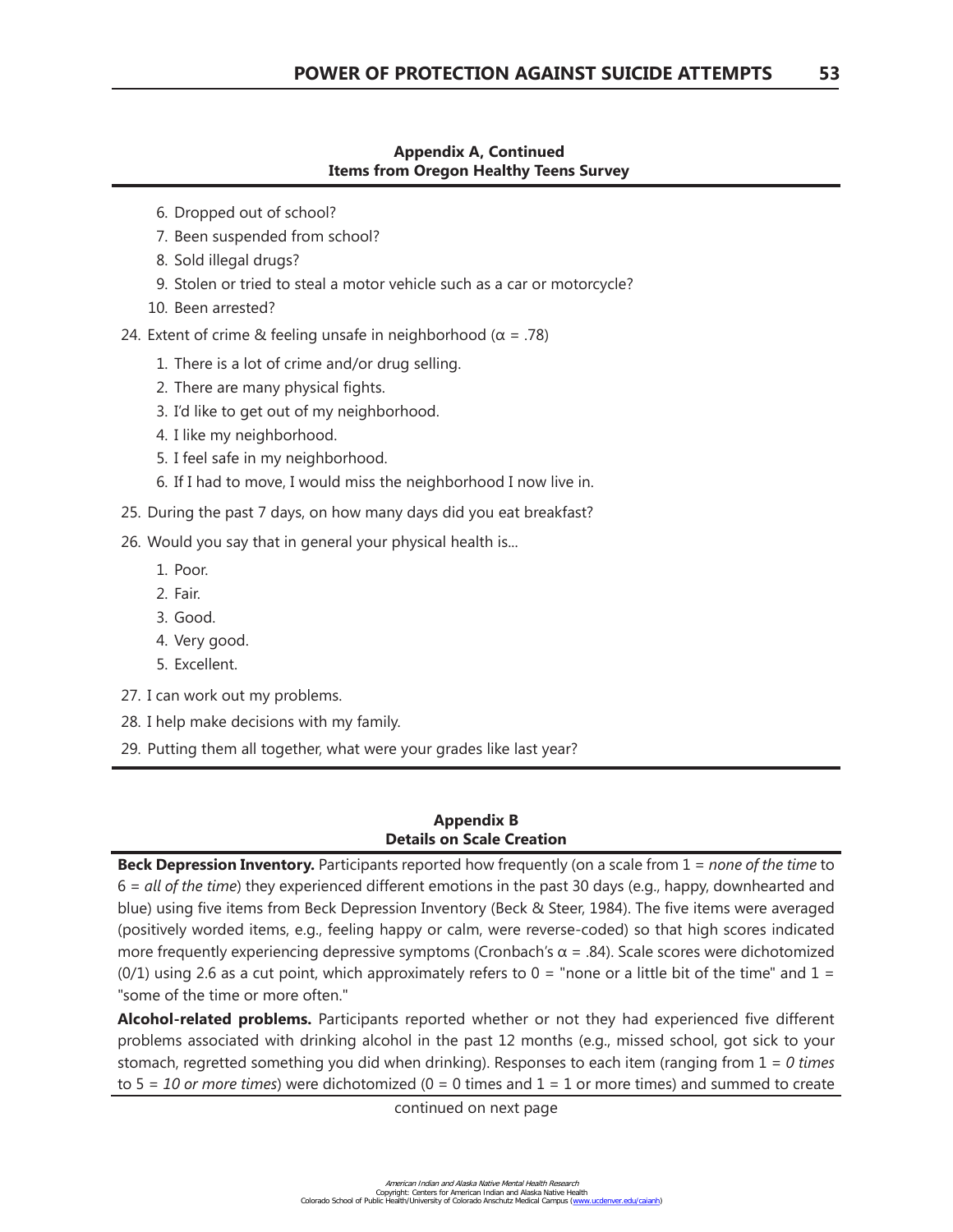**Appendix A, Continued**
**Items from Oregon Healthy Teens Survey**

6. Dropped out of school?
7. Been suspended from school?
8. Sold illegal drugs?
9. Stolen or tried to steal a motor vehicle such as a car or motorcycle?
10. Been arrested?

24. Extent of crime & feeling unsafe in neighborhood ($\alpha$ = .78)
    1. There is a lot of crime and/or drug selling.
    2. There are many physical fights.
    3. I'd like to get out of my neighborhood.
    4. I like my neighborhood.
    5. I feel safe in my neighborhood.
    6. If I had to move, I would miss the neighborhood I now live in.
25. During the past 7 days, on how many days did you eat breakfast?
26. Would you say that in general your physical health is...
    1. Poor.
    2. Fair.
    3. Good.
    4. Very good.
    5. Excellent.
27. I can work out my problems.
28. I help make decisions with my family.
29. Putting them all together, what were your grades like last year?

**Appendix B**
**Details on Scale Creation**

**Beck Depression Inventory.** Participants reported how frequently (on a scale from 1 = *none of the time* to 6 = *all of the time*) they experienced different emotions in the past 30 days (e.g., happy, downhearted and blue) using five items from Beck Depression Inventory (Beck & Steer, 1984). The five items were averaged (positively worded items, e.g., feeling happy or calm, were reverse-coded) so that high scores indicated more frequently experiencing depressive symptoms (Cronbach's $\alpha$ = .84). Scale scores were dichotomized (0/1) using 2.6 as a cut point, which approximately refers to 0 = "none or a little bit of the time" and 1 = "some of the time or more often."

**Alcohol-related problems.** Participants reported whether or not they had experienced five different problems associated with drinking alcohol in the past 12 months (e.g., missed school, got sick to your stomach, regretted something you did when drinking). Responses to each item (ranging from 1 = *0 times* to 5 = *10 or more times*) were dichotomized (0 = 0 times and 1 = 1 or more times) and summed to create

continued on next page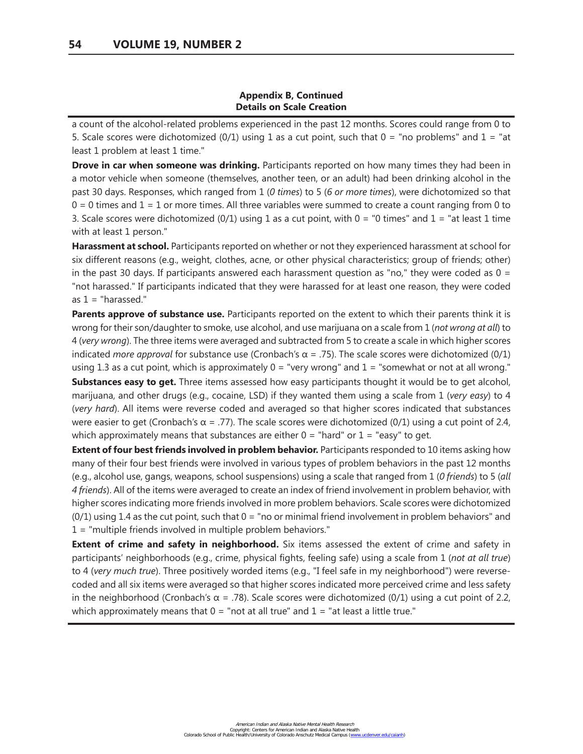**Appendix B, Continued**
**Details on Scale Creation**

a count of the alcohol-related problems experienced in the past 12 months. Scores could range from 0 to 5. Scale scores were dichotomized (0/1) using 1 as a cut point, such that 0 = "no problems" and 1 = "at least 1 problem at least 1 time."

**Drove in car when someone was drinking.** Participants reported on how many times they had been in a motor vehicle when someone (themselves, another teen, or an adult) had been drinking alcohol in the past 30 days. Responses, which ranged from 1 (*0 times*) to 5 (*6 or more times*), were dichotomized so that 0 = 0 times and 1 = 1 or more times. All three variables were summed to create a count ranging from 0 to 3. Scale scores were dichotomized (0/1) using 1 as a cut point, with 0 = "0 times" and 1 = "at least 1 time with at least 1 person."

**Harassment at school.** Participants reported on whether or not they experienced harassment at school for six different reasons (e.g., weight, clothes, acne, or other physical characteristics; group of friends; other) in the past 30 days. If participants answered each harassment question as "no," they were coded as 0 = "not harassed." If participants indicated that they were harassed for at least one reason, they were coded as 1 = "harassed."

**Parents approve of substance use.** Participants reported on the extent to which their parents think it is wrong for their son/daughter to smoke, use alcohol, and use marijuana on a scale from 1 (*not wrong at all*) to 4 (*very wrong*). The three items were averaged and subtracted from 5 to create a scale in which higher scores indicated *more approval* for substance use (Cronbach's $\alpha$ = .75). The scale scores were dichotomized (0/1) using 1.3 as a cut point, which is approximately 0 = "very wrong" and 1 = "somewhat or not at all wrong."

**Substances easy to get.** Three items assessed how easy participants thought it would be to get alcohol, marijuana, and other drugs (e.g., cocaine, LSD) if they wanted them using a scale from 1 (*very easy*) to 4 (*very hard*). All items were reverse coded and averaged so that higher scores indicated that substances were easier to get (Cronbach's $\alpha$ = .77). The scale scores were dichotomized (0/1) using a cut point of 2.4, which approximately means that substances are either 0 = "hard" or 1 = "easy" to get.

**Extent of four best friends involved in problem behavior.** Participants responded to 10 items asking how many of their four best friends were involved in various types of problem behaviors in the past 12 months (e.g., alcohol use, gangs, weapons, school suspensions) using a scale that ranged from 1 (*0 friends*) to 5 (*all 4 friends*). All of the items were averaged to create an index of friend involvement in problem behavior, with higher scores indicating more friends involved in more problem behaviors. Scale scores were dichotomized (0/1) using 1.4 as the cut point, such that 0 = "no or minimal friend involvement in problem behaviors" and 1 = "multiple friends involved in multiple problem behaviors."

**Extent of crime and safety in neighborhood.** Six items assessed the extent of crime and safety in participants' neighborhoods (e.g., crime, physical fights, feeling safe) using a scale from 1 (*not at all true*) to 4 (*very much true*). Three positively worded items (e.g., "I feel safe in my neighborhood") were reverse-coded and all six items were averaged so that higher scores indicated more perceived crime and less safety in the neighborhood (Cronbach's $\alpha$ = .78). Scale scores were dichotomized (0/1) using a cut point of 2.2, which approximately means that 0 = "not at all true" and 1 = "at least a little true."